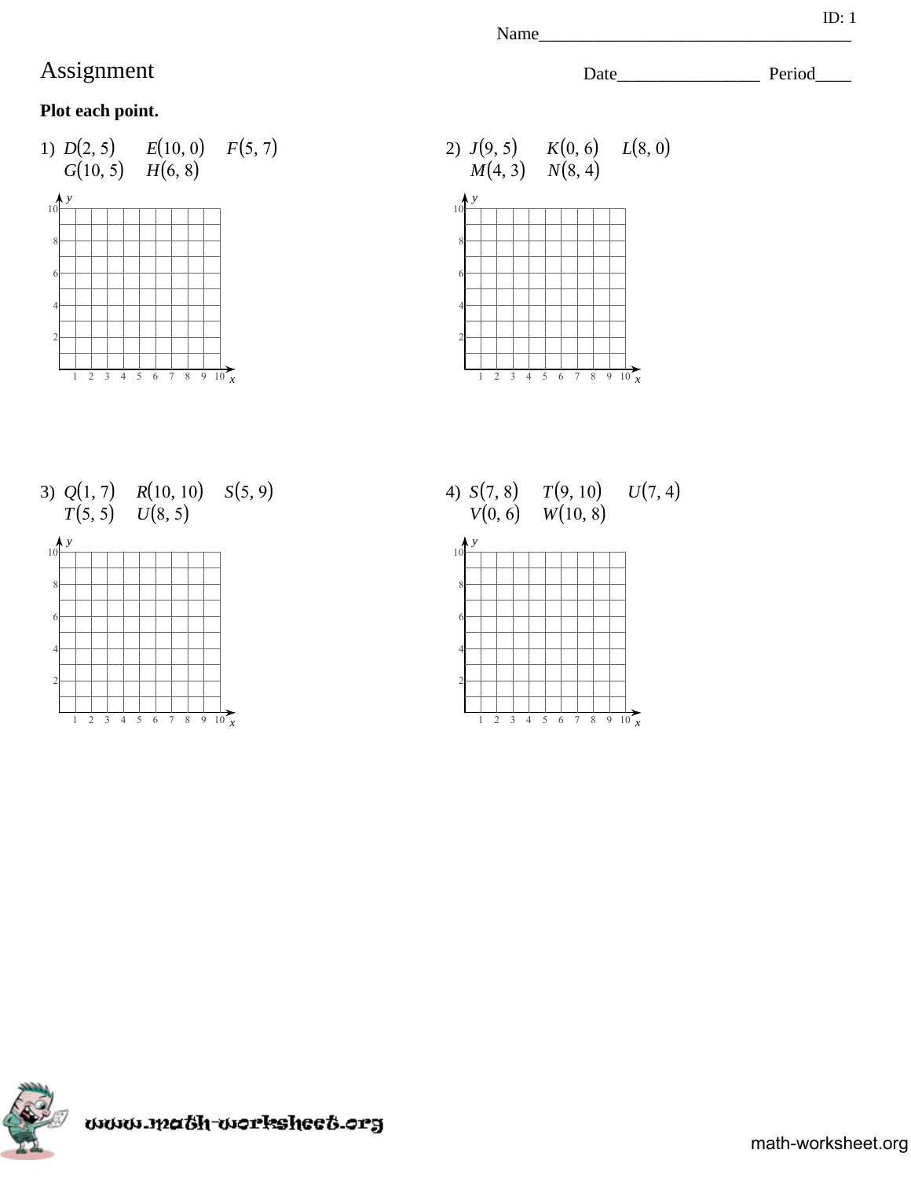ID: 1

Name___________________________________

# Assignment

Date________________ Period____

**Plot each point.**

1) $D(2, 5)$ $E(10, 0)$ $F(5, 7)$ $G(10, 5)$ $H(6, 8)$

2) $J(9, 5)$ $K(0, 6)$ $L(8, 0)$ $M(4, 3)$ $N(8, 4)$

3) $Q(1, 7)$ $R(10, 10)$ $S(5, 9)$ $T(5, 5)$ $U(8, 5)$

4) $S(7, 8)$ $T(9, 10)$ $U(7, 4)$ $V(0, 6)$ $W(10, 8)$

www.math-worksheet.org

math-worksheet.org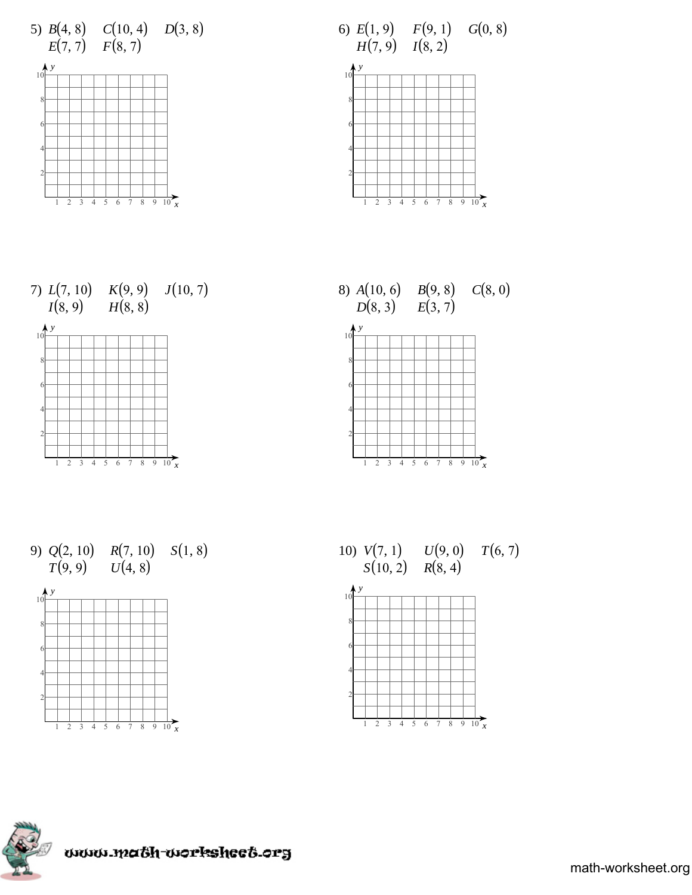5) $B(4, 8)$ $C(10, 4)$ $D(3, 8)$
$E(7, 7)$ $F(8, 7)$

6) $E(1, 9)$ $F(9, 1)$ $G(0, 8)$
$H(7, 9)$ $I(8, 2)$

7) $L(7, 10)$ $K(9, 9)$ $J(10, 7)$
$I(8, 9)$ $H(8, 8)$

8) $A(10, 6)$ $B(9, 8)$ $C(8, 0)$
$D(8, 3)$ $E(3, 7)$

9) $Q(2, 10)$ $R(7, 10)$ $S(1, 8)$
$T(9, 9)$ $U(4, 8)$

10) $V(7, 1)$ $U(9, 0)$ $T(6, 7)$
$S(10, 2)$ $R(8, 4)$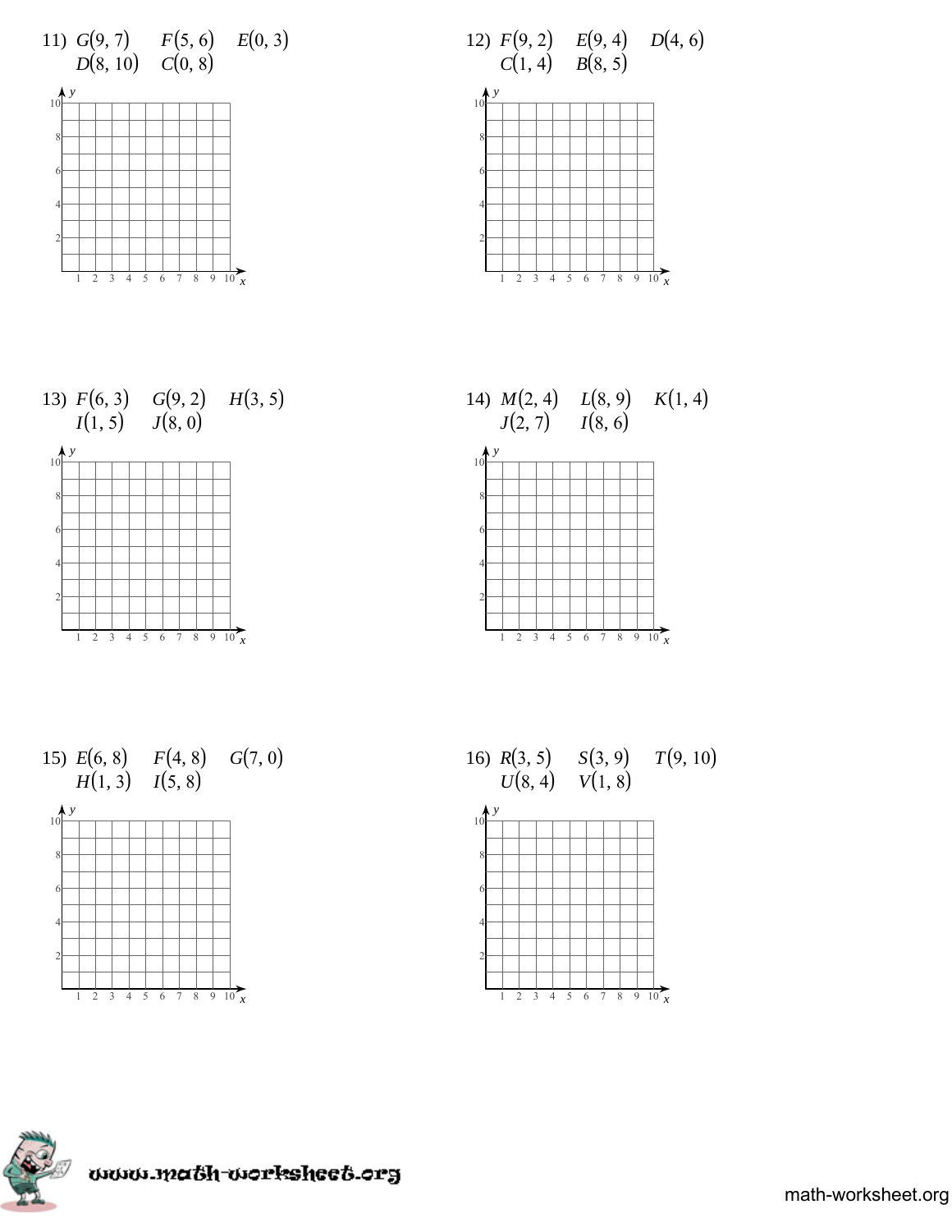11) $G(9, 7)$ $F(5, 6)$ $E(0, 3)$
$D(8, 10)$ $C(0, 8)$

12) $F(9, 2)$ $E(9, 4)$ $D(4, 6)$
$C(1, 4)$ $B(8, 5)$

13) $F(6, 3)$ $G(9, 2)$ $H(3, 5)$
$I(1, 5)$ $J(8, 0)$

14) $M(2, 4)$ $L(8, 9)$ $K(1, 4)$
$J(2, 7)$ $I(8, 6)$

15) $E(6, 8)$ $F(4, 8)$ $G(7, 0)$
$H(1, 3)$ $I(5, 8)$

16) $R(3, 5)$ $S(3, 9)$ $T(9, 10)$
$U(8, 4)$ $V(1, 8)$

www.math-worksheet.org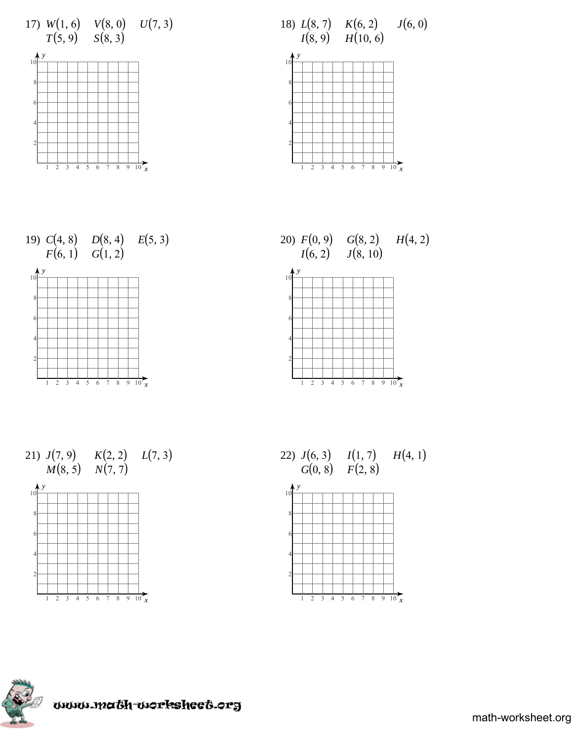17) $W(1, 6)$ $V(8, 0)$ $U(7, 3)$
$T(5, 9)$ $S(8, 3)$

18) $L(8, 7)$ $K(6, 2)$ $J(6, 0)$
$I(8, 9)$ $H(10, 6)$

19) $C(4, 8)$ $D(8, 4)$ $E(5, 3)$
$F(6, 1)$ $G(1, 2)$

20) $F(0, 9)$ $G(8, 2)$ $H(4, 2)$
$I(6, 2)$ $J(8, 10)$

21) $J(7, 9)$ $K(2, 2)$ $L(7, 3)$
$M(8, 5)$ $N(7, 7)$

22) $J(6, 3)$ $I(1, 7)$ $H(4, 1)$
$G(0, 8)$ $F(2, 8)$

www.math-worksheet.org

math-worksheet.org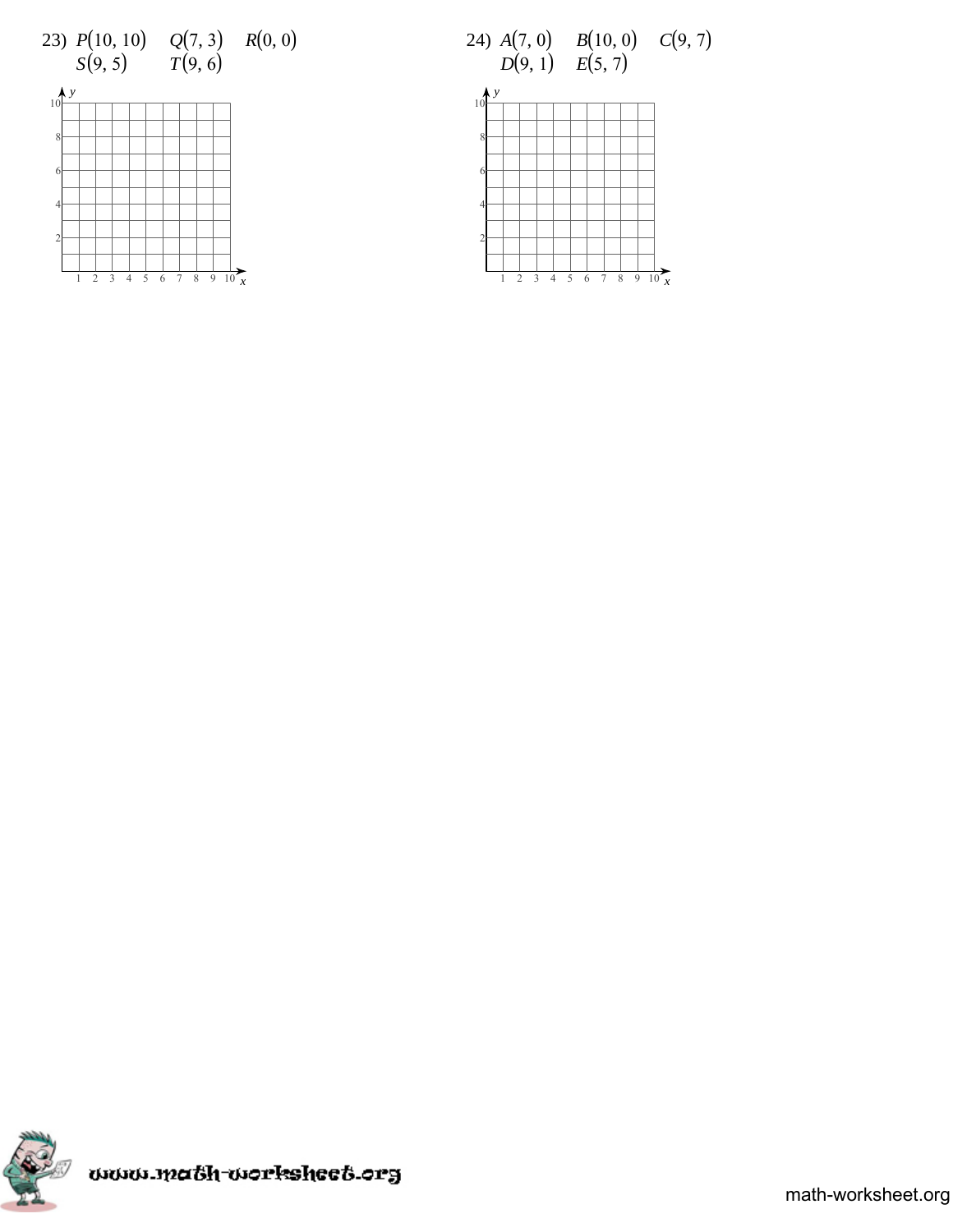23) $P(10, 10)$ $Q(7, 3)$ $R(0, 0)$
$S(9, 5)$ $T(9, 6)$

24) $A(7, 0)$ $B(10, 0)$ $C(9, 7)$
$D(9, 1)$ $E(5, 7)$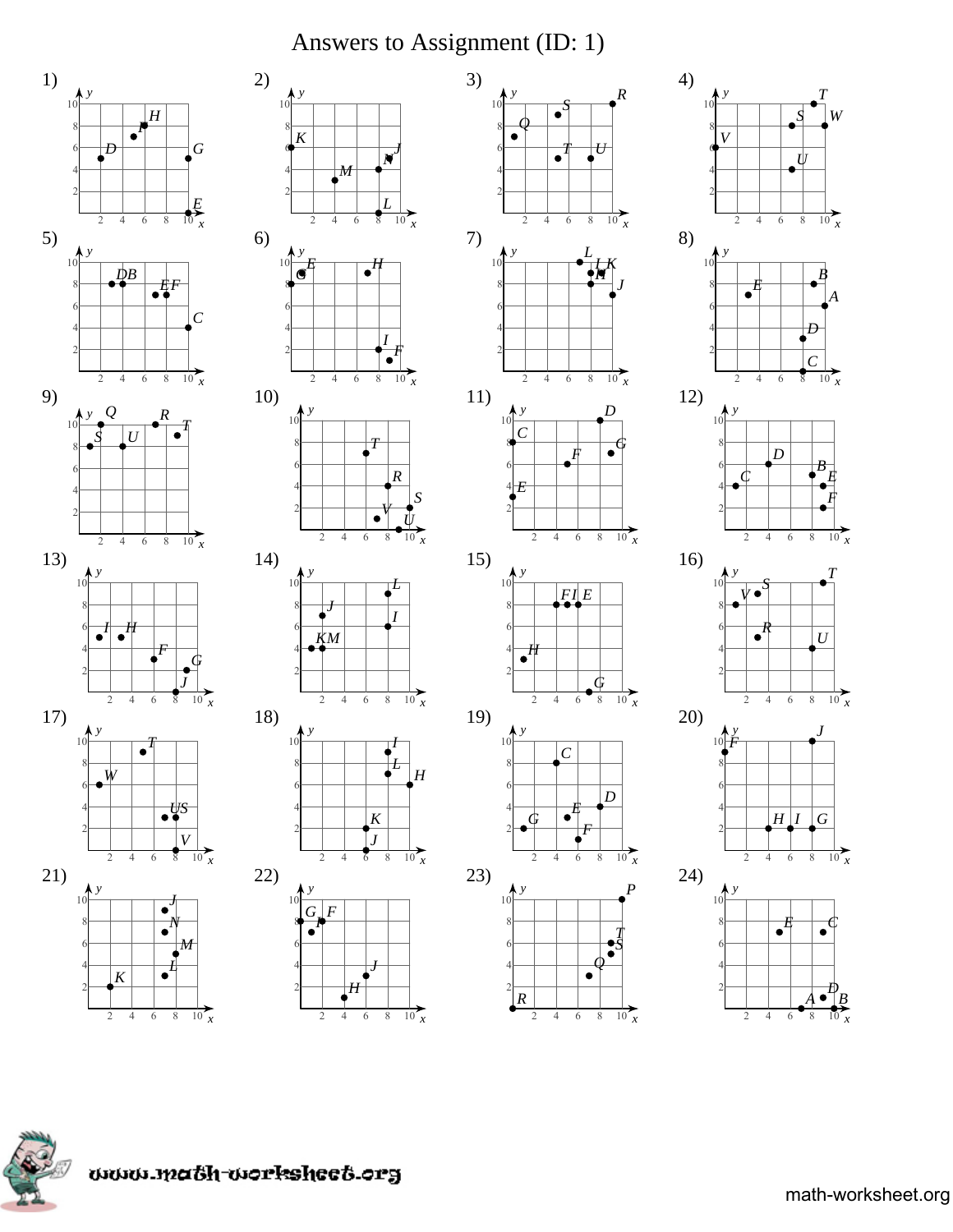# Answers to Assignment (ID: 1)

1)

2)

3)

4)

5)

6)

7)

8)

9)

10)

11)

12)

13)

14)

15)

16)

17)

18)

19)

20)

21)

22)

23)

24)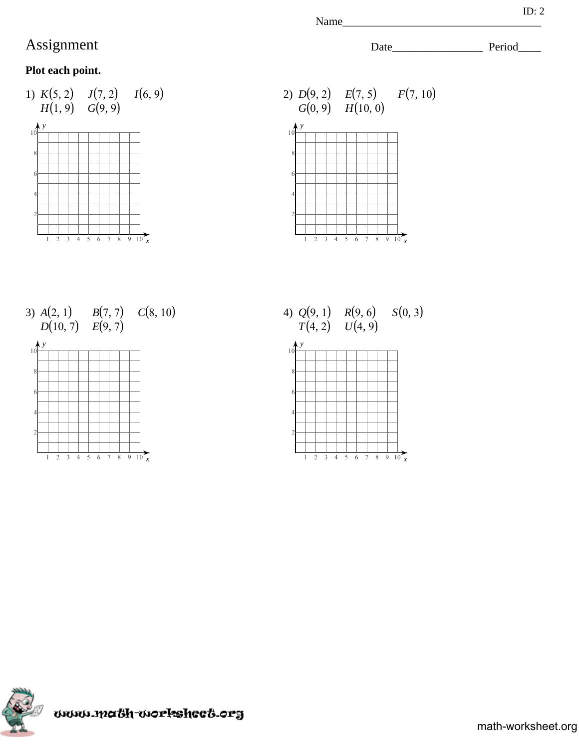ID: 2

Name___________________________________

# Assignment

Date________________ Period____

**Plot each point.**

1) $K(5, 2)$ $J(7, 2)$ $I(6, 9)$ $H(1, 9)$ $G(9, 9)$

2) $D(9, 2)$ $E(7, 5)$ $F(7, 10)$ $G(0, 9)$ $H(10, 0)$

3) $A(2, 1)$ $B(7, 7)$ $C(8, 10)$ $D(10, 7)$ $E(9, 7)$

4) $Q(9, 1)$ $R(9, 6)$ $S(0, 3)$ $T(4, 2)$ $U(4, 9)$

www.math-worksheet.org

math-worksheet.org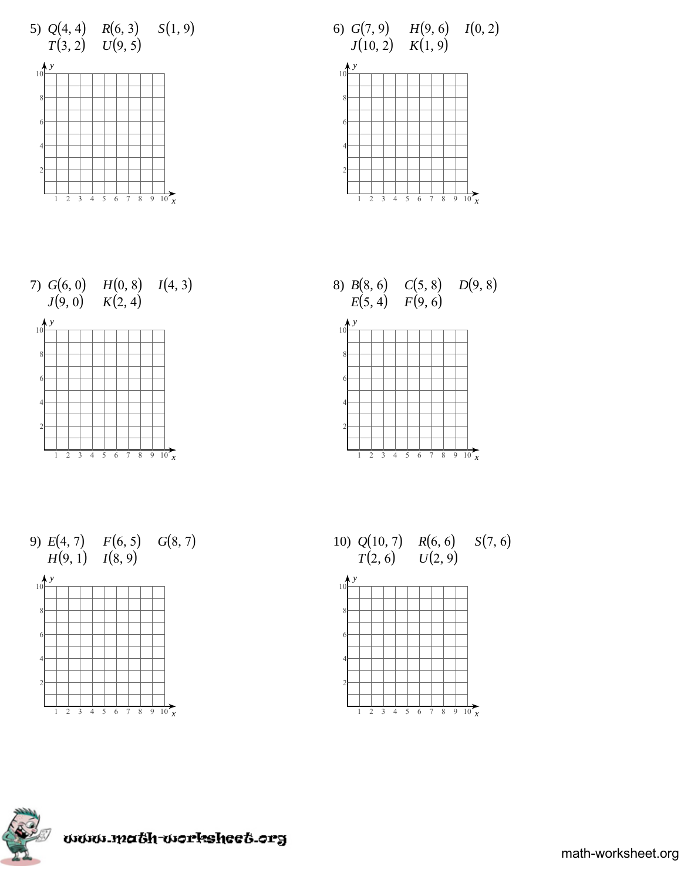5) $Q(4, 4)$ $R(6, 3)$ $S(1, 9)$
$T(3, 2)$ $U(9, 5)$

6) $G(7, 9)$ $H(9, 6)$ $I(0, 2)$
$J(10, 2)$ $K(1, 9)$

7) $G(6, 0)$ $H(0, 8)$ $I(4, 3)$
$J(9, 0)$ $K(2, 4)$

8) $B(8, 6)$ $C(5, 8)$ $D(9, 8)$
$E(5, 4)$ $F(9, 6)$

9) $E(4, 7)$ $F(6, 5)$ $G(8, 7)$
$H(9, 1)$ $I(8, 9)$

10) $Q(10, 7)$ $R(6, 6)$ $S(7, 6)$
$T(2, 6)$ $U(2, 9)$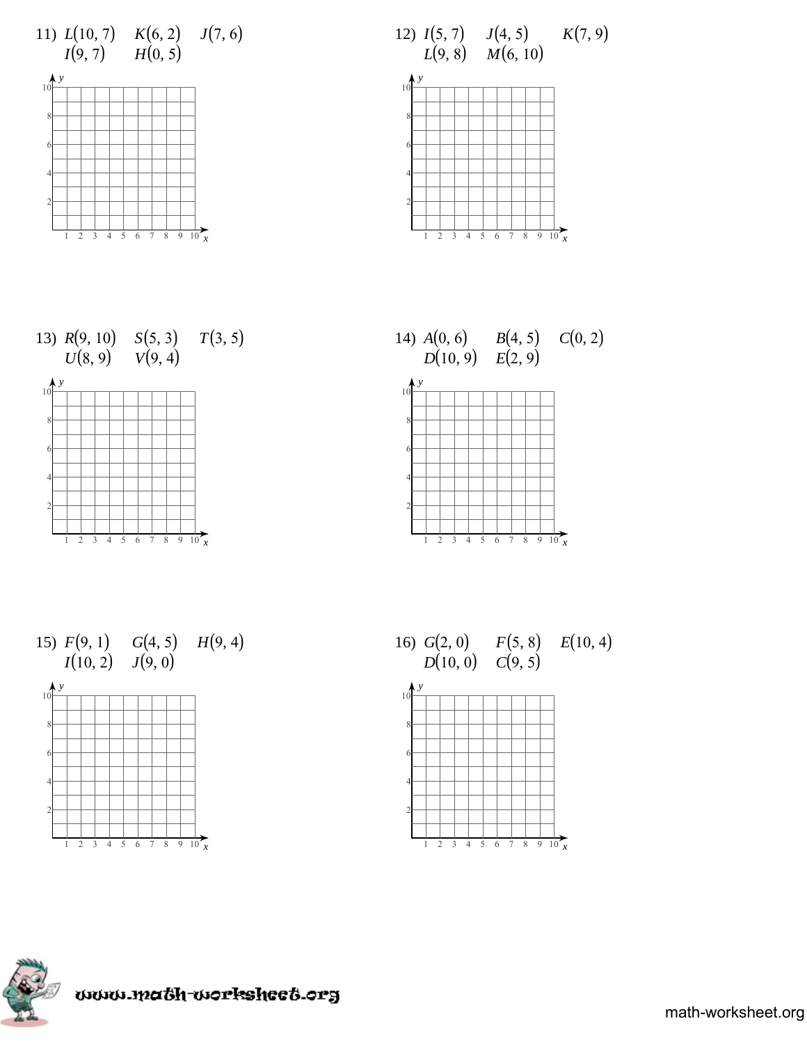11) $L(10, 7)$ $K(6, 2)$ $J(7, 6)$
$I(9, 7)$ $H(0, 5)$

12) $I(5, 7)$ $J(4, 5)$ $K(7, 9)$
$L(9, 8)$ $M(6, 10)$

13) $R(9, 10)$ $S(5, 3)$ $T(3, 5)$
$U(8, 9)$ $V(9, 4)$

14) $A(0, 6)$ $B(4, 5)$ $C(0, 2)$
$D(10, 9)$ $E(2, 9)$

15) $F(9, 1)$ $G(4, 5)$ $H(9, 4)$
$I(10, 2)$ $J(9, 0)$

16) $G(2, 0)$ $F(5, 8)$ $E(10, 4)$
$D(10, 0)$ $C(9, 5)$

www.math-worksheet.org

math-worksheet.org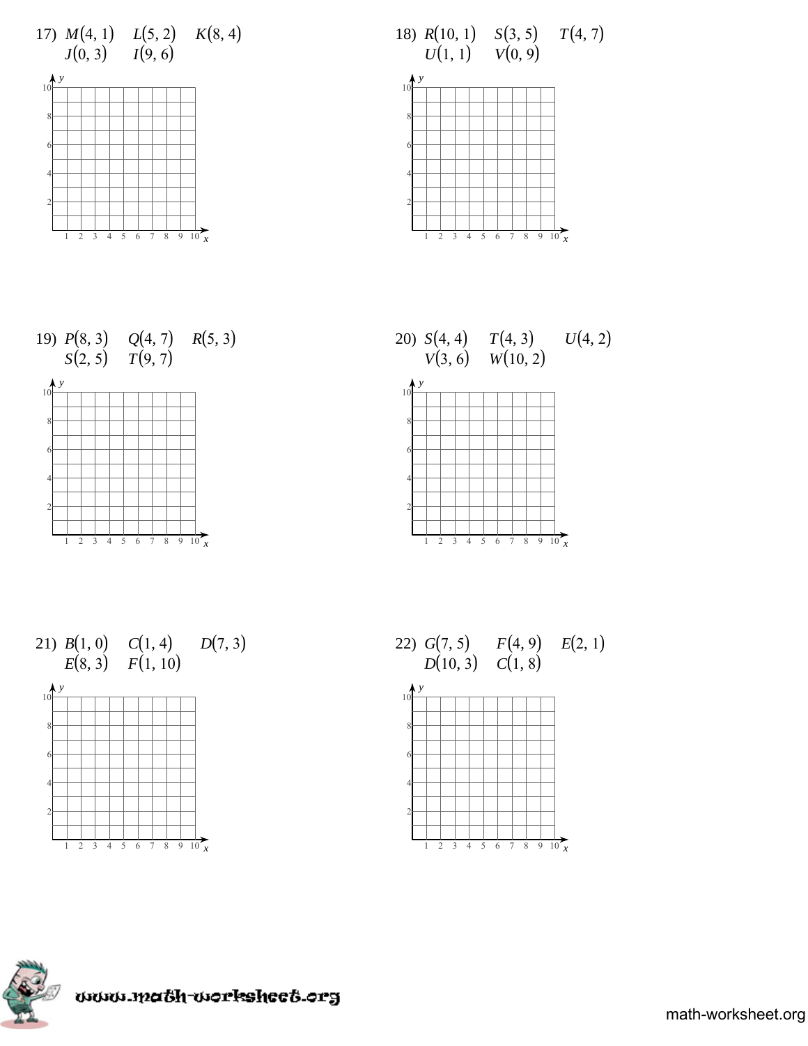17) $M(4, 1)$ $L(5, 2)$ $K(8, 4)$ $J(0, 3)$ $I(9, 6)$

18) $R(10, 1)$ $S(3, 5)$ $T(4, 7)$ $U(1, 1)$ $V(0, 9)$

19) $P(8, 3)$ $Q(4, 7)$ $R(5, 3)$ $S(2, 5)$ $T(9, 7)$

20) $S(4, 4)$ $T(4, 3)$ $U(4, 2)$ $V(3, 6)$ $W(10, 2)$

21) $B(1, 0)$ $C(1, 4)$ $D(7, 3)$ $E(8, 3)$ $F(1, 10)$

22) $G(7, 5)$ $F(4, 9)$ $E(2, 1)$ $D(10, 3)$ $C(1, 8)$

www.math-worksheet.org

math-worksheet.org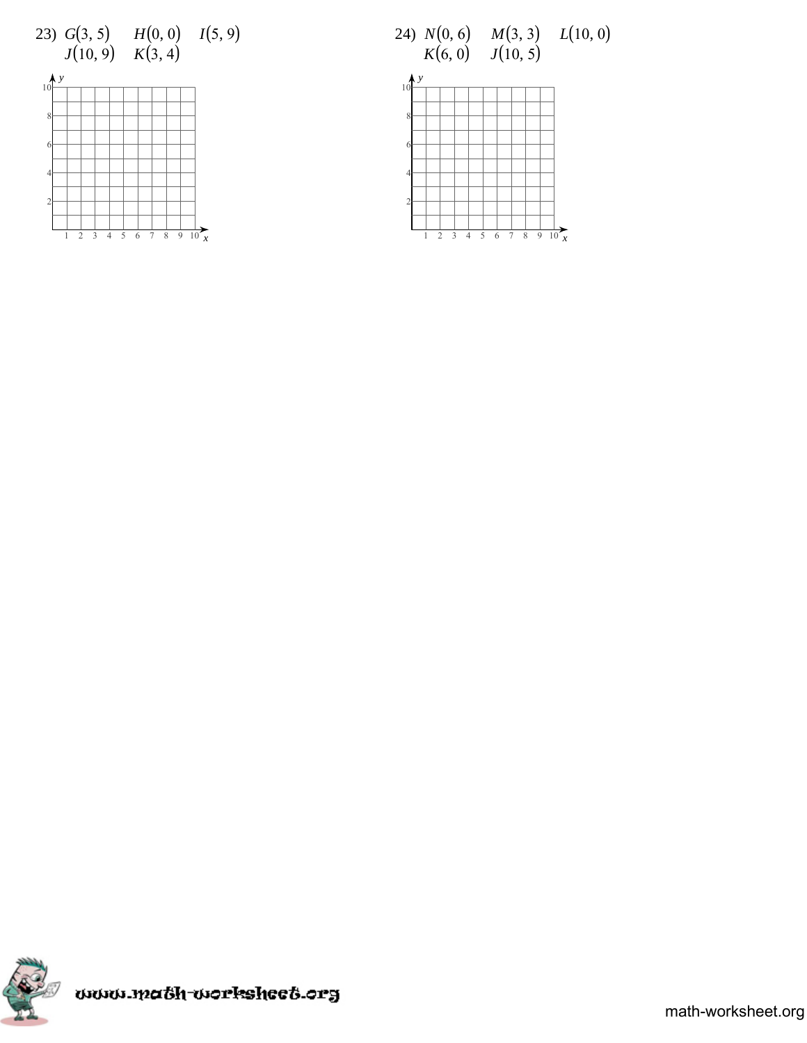23) $G(3, 5)$ $H(0, 0)$ $I(5, 9)$
$J(10, 9)$ $K(3, 4)$

24) $N(0, 6)$ $M(3, 3)$ $L(10, 0)$
$K(6, 0)$ $J(10, 5)$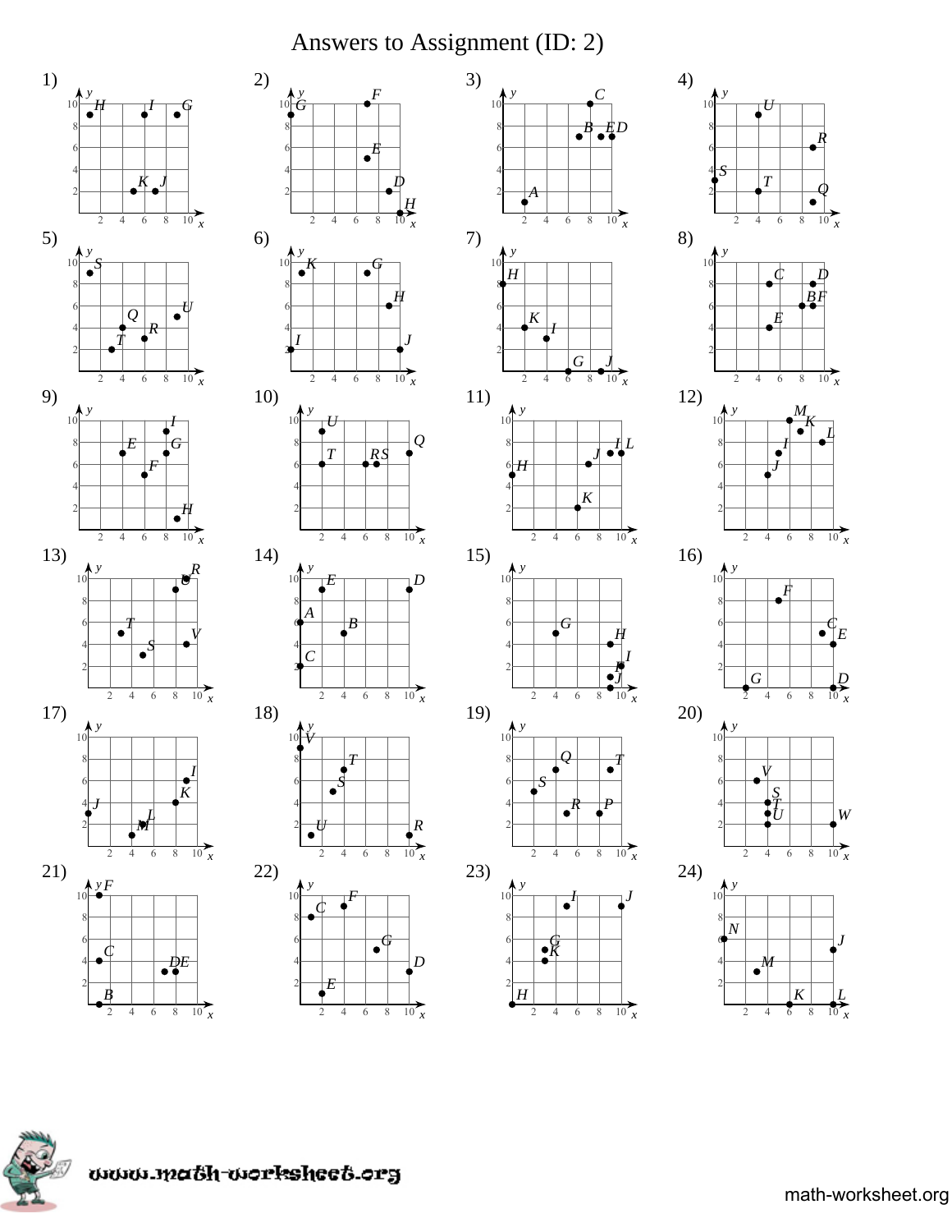# Answers to Assignment (ID: 2)

1)

2)

3)

4)

5)

6)

7)

8)

9)

10)

11)

12)

13)

14)

15)

16)

17)

18)

19)

20)

21)

22)

23)

24)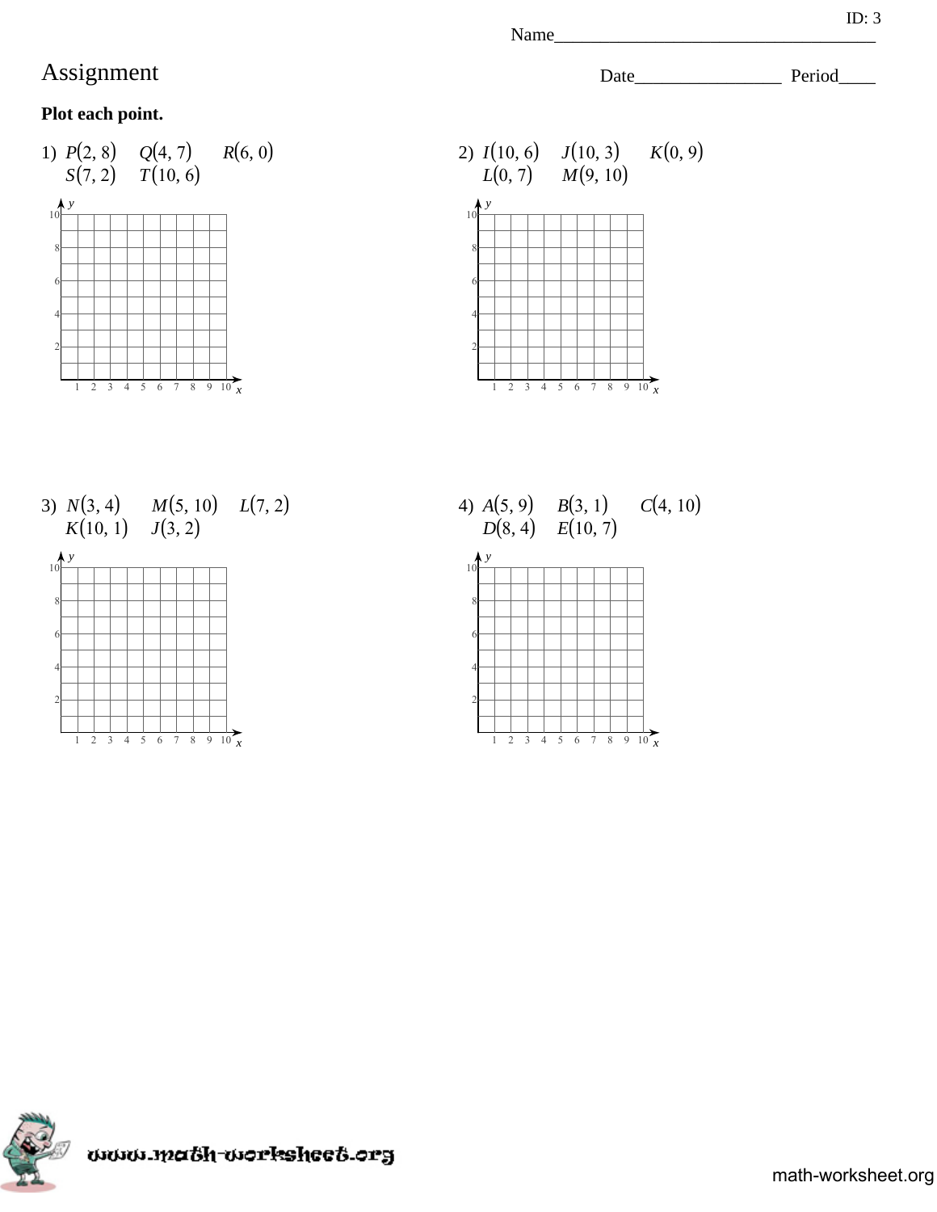ID: 3

Name___________________________________

# Assignment

Date________________ Period____

**Plot each point.**

1) $P(2, 8)$ $Q(4, 7)$ $R(6, 0)$ $S(7, 2)$ $T(10, 6)$

2) $I(10, 6)$ $J(10, 3)$ $K(0, 9)$ $L(0, 7)$ $M(9, 10)$

3) $N(3, 4)$ $M(5, 10)$ $L(7, 2)$ $K(10, 1)$ $J(3, 2)$

4) $A(5, 9)$ $B(3, 1)$ $C(4, 10)$ $D(8, 4)$ $E(10, 7)$

www.math-worksheet.org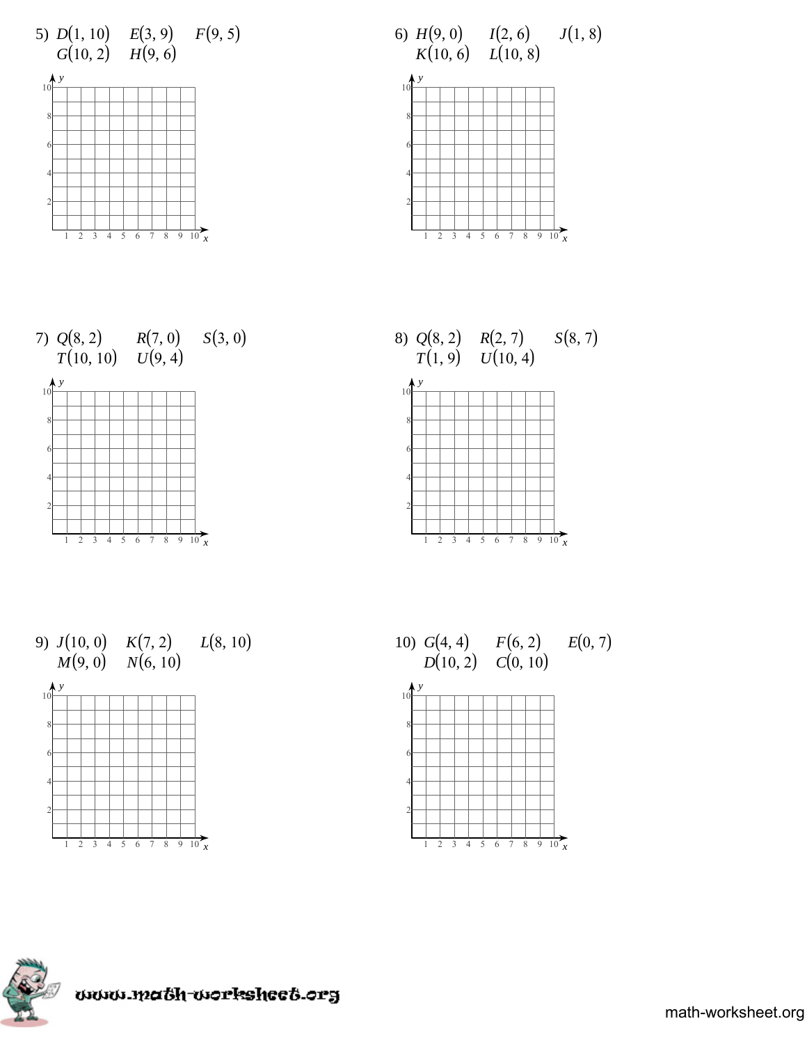5) $D(1, 10)$ $E(3, 9)$ $F(9, 5)$ $G(10, 2)$ $H(9, 6)$

6) $H(9, 0)$ $I(2, 6)$ $J(1, 8)$ $K(10, 6)$ $L(10, 8)$

7) $Q(8, 2)$ $R(7, 0)$ $S(3, 0)$ $T(10, 10)$ $U(9, 4)$

8) $Q(8, 2)$ $R(2, 7)$ $S(8, 7)$ $T(1, 9)$ $U(10, 4)$

9) $J(10, 0)$ $K(7, 2)$ $L(8, 10)$ $M(9, 0)$ $N(6, 10)$

10) $G(4, 4)$ $F(6, 2)$ $E(0, 7)$ $D(10, 2)$ $C(0, 10)$

www.math-worksheet.org

math-worksheet.org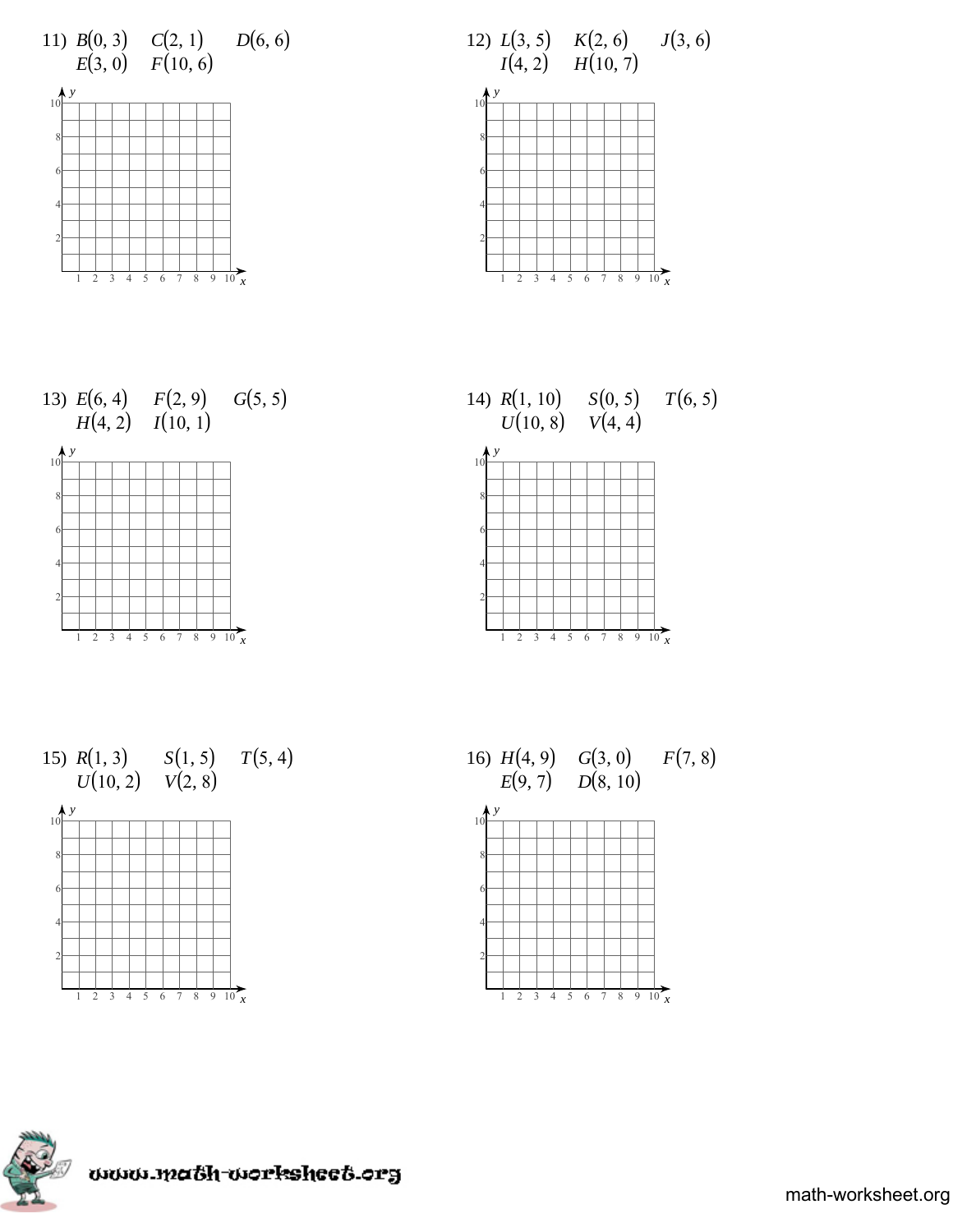11) $B(0, 3)$ $C(2, 1)$ $D(6, 6)$
$E(3, 0)$ $F(10, 6)$

12) $L(3, 5)$ $K(2, 6)$ $J(3, 6)$
$I(4, 2)$ $H(10, 7)$

13) $E(6, 4)$ $F(2, 9)$ $G(5, 5)$
$H(4, 2)$ $I(10, 1)$

14) $R(1, 10)$ $S(0, 5)$ $T(6, 5)$
$U(10, 8)$ $V(4, 4)$

15) $R(1, 3)$ $S(1, 5)$ $T(5, 4)$
$U(10, 2)$ $V(2, 8)$

16) $H(4, 9)$ $G(3, 0)$ $F(7, 8)$
$E(9, 7)$ $D(8, 10)$

www.math-worksheet.org

math-worksheet.org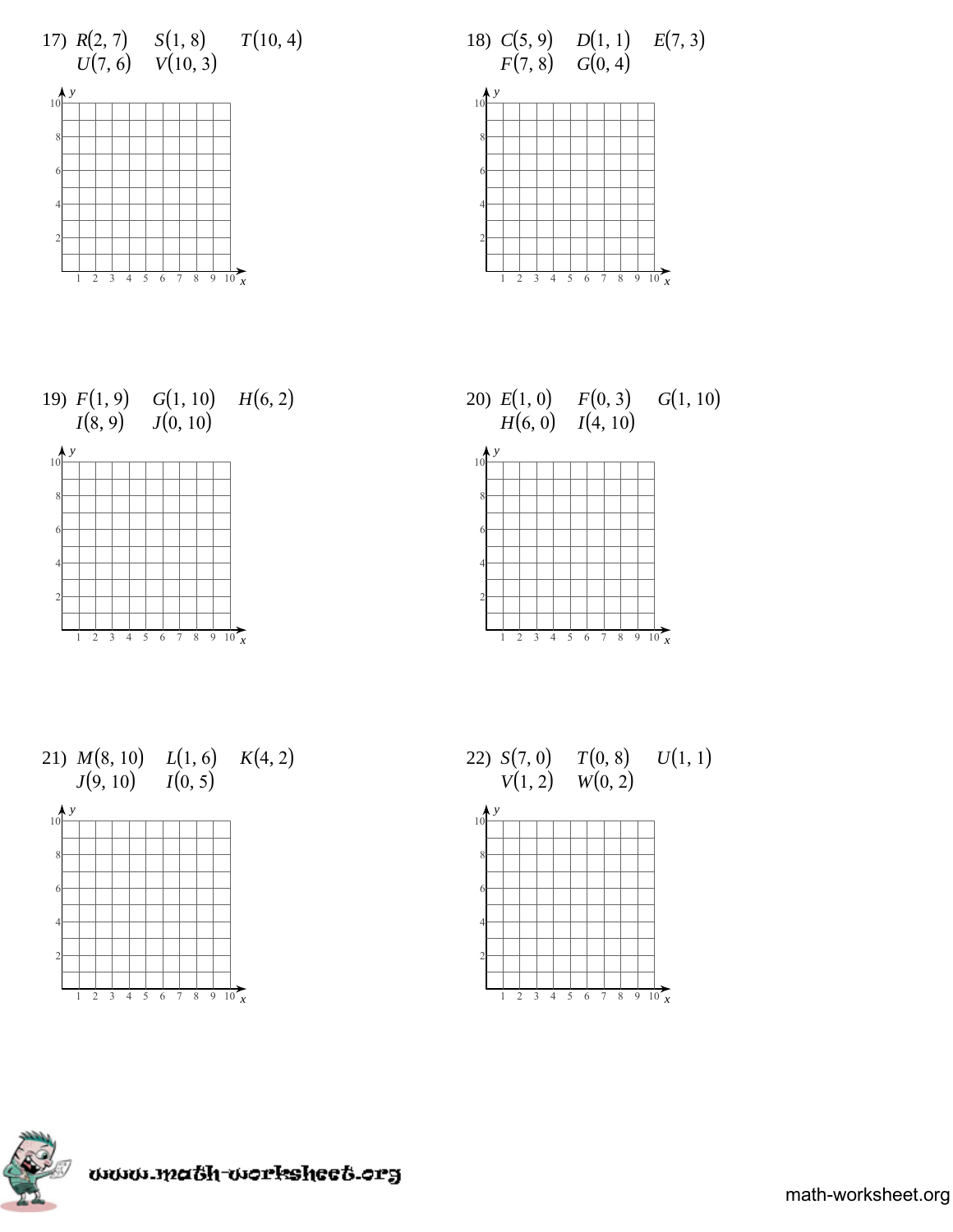17) $R(2, 7)$ $S(1, 8)$ $T(10, 4)$ $U(7, 6)$ $V(10, 3)$

18) $C(5, 9)$ $D(1, 1)$ $E(7, 3)$ $F(7, 8)$ $G(0, 4)$

19) $F(1, 9)$ $G(1, 10)$ $H(6, 2)$ $I(8, 9)$ $J(0, 10)$

20) $E(1, 0)$ $F(0, 3)$ $G(1, 10)$ $H(6, 0)$ $I(4, 10)$

21) $M(8, 10)$ $L(1, 6)$ $K(4, 2)$ $J(9, 10)$ $I(0, 5)$

22) $S(7, 0)$ $T(0, 8)$ $U(1, 1)$ $V(1, 2)$ $W(0, 2)$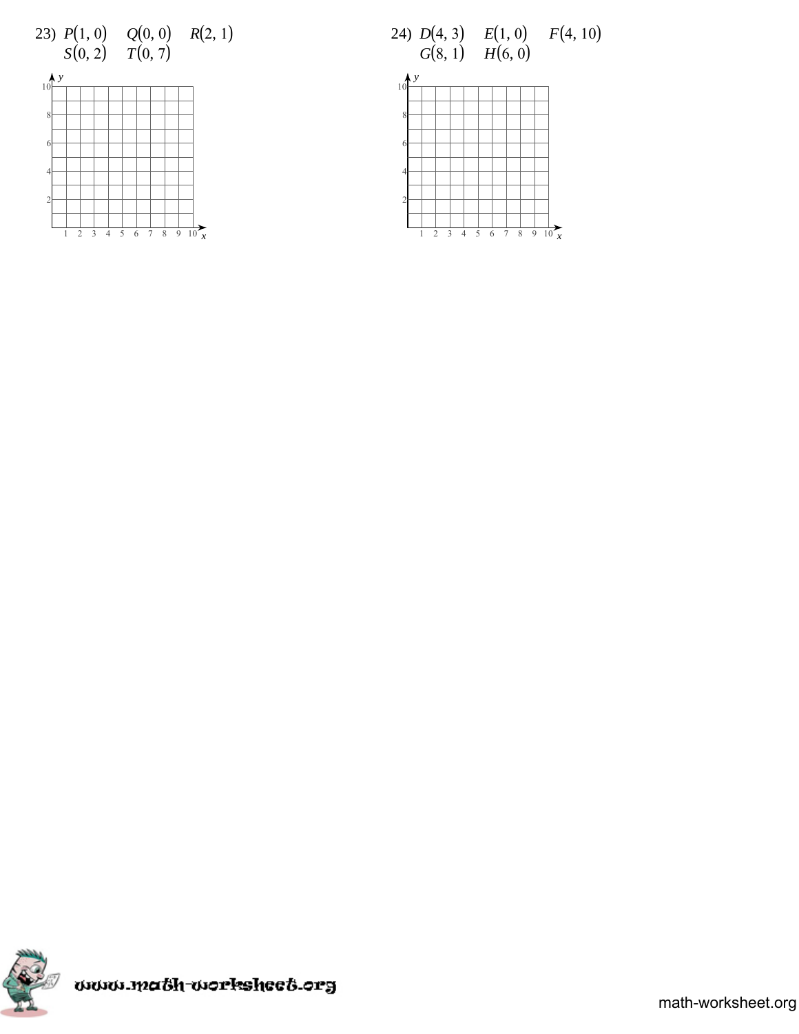23) $P(1, 0)$ $Q(0, 0)$ $R(2, 1)$ $S(0, 2)$ $T(0, 7)$

24) $D(4, 3)$ $E(1, 0)$ $F(4, 10)$ $G(8, 1)$ $H(6, 0)$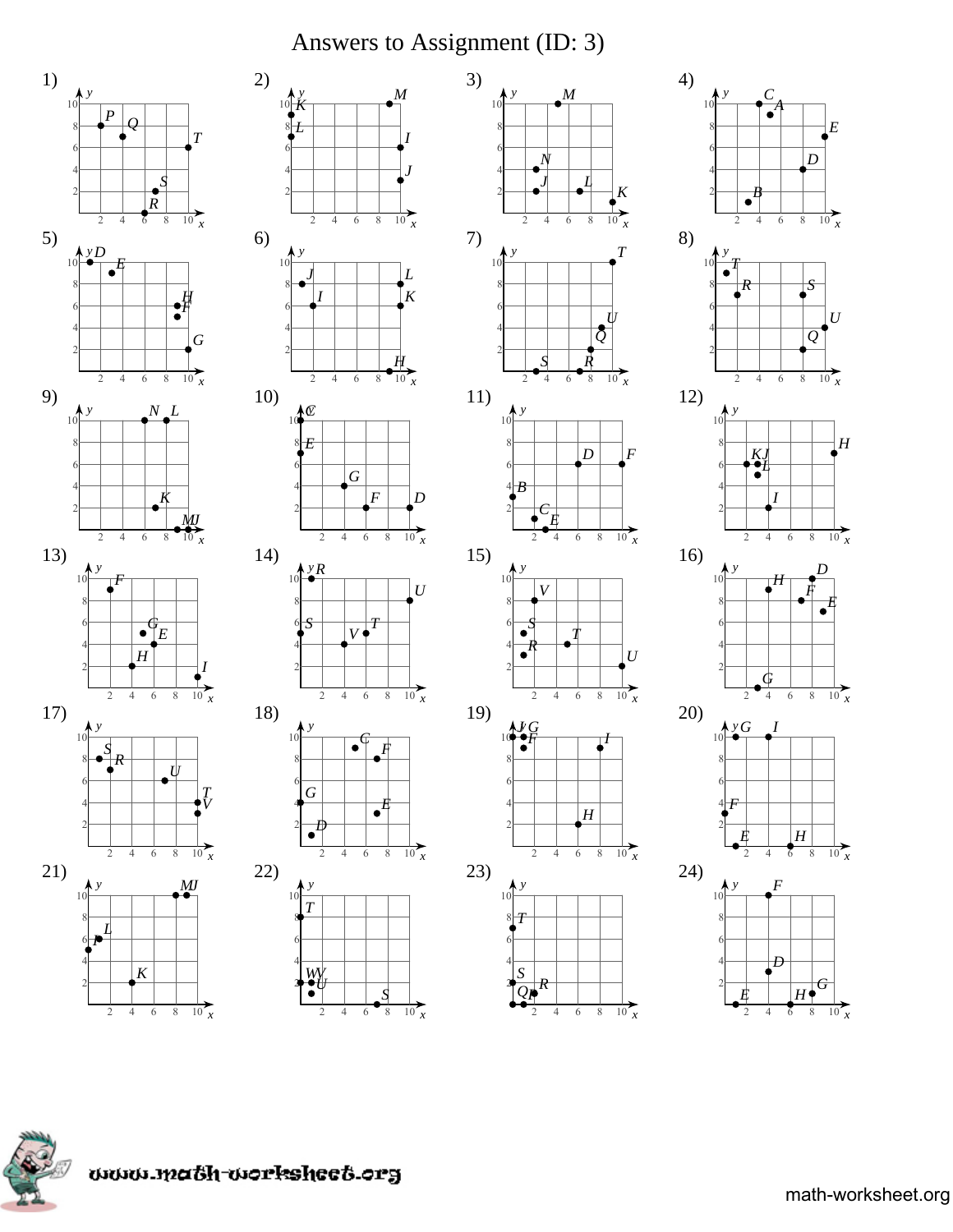# Answers to Assignment (ID: 3)

1)

2)

3)

4)

5)

6)

7)

8)

9)

10)

11)

12)

13)

14)

15)

16)

17)

18)

19)

20)

21)

22)

23)

24)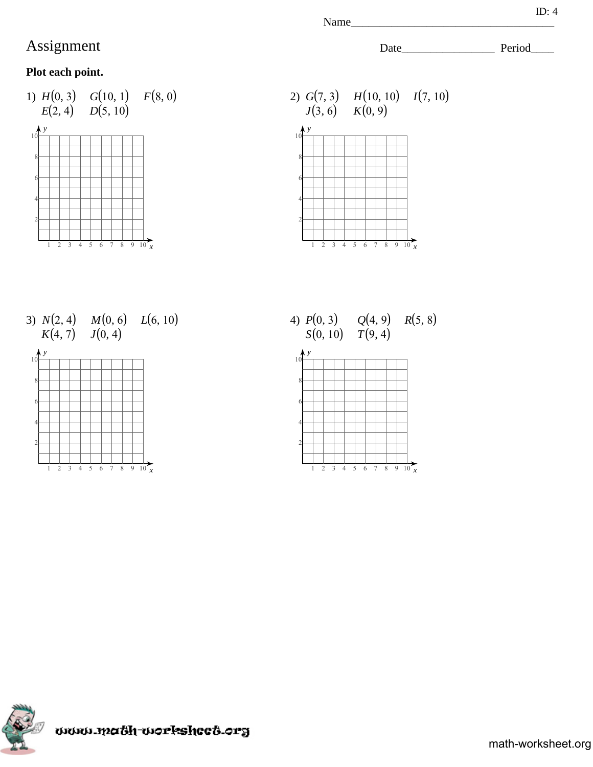ID: 4

Name___________________________________

# Assignment

Date________________ Period____

**Plot each point.**

1) $H(0, 3)$ $G(10, 1)$ $F(8, 0)$ $E(2, 4)$ $D(5, 10)$

2) $G(7, 3)$ $H(10, 10)$ $I(7, 10)$ $J(3, 6)$ $K(0, 9)$

3) $N(2, 4)$ $M(0, 6)$ $L(6, 10)$ $K(4, 7)$ $J(0, 4)$

4) $P(0, 3)$ $Q(4, 9)$ $R(5, 8)$ $S(0, 10)$ $T(9, 4)$

www.math-worksheet.org

math-worksheet.org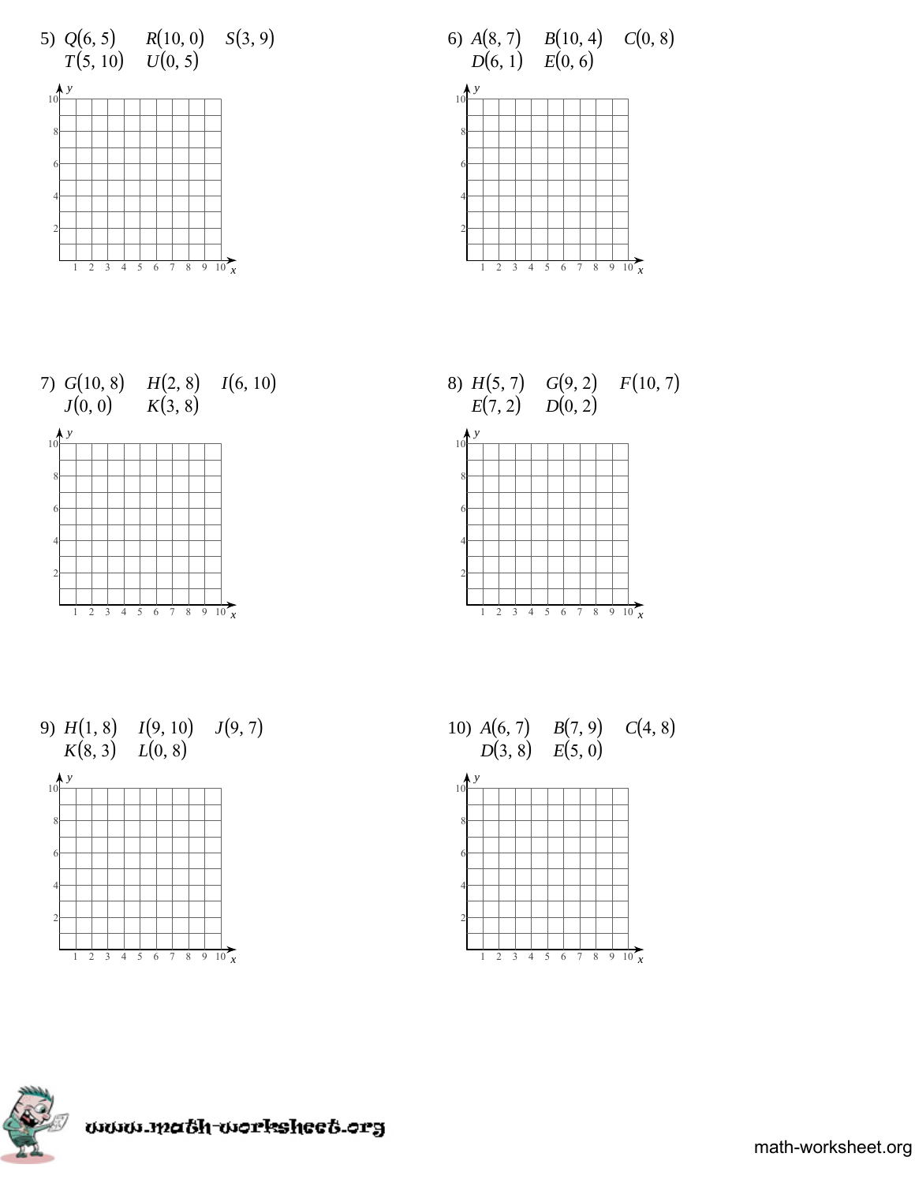5) $Q(6, 5)$ $R(10, 0)$ $S(3, 9)$
$T(5, 10)$ $U(0, 5)$

6) $A(8, 7)$ $B(10, 4)$ $C(0, 8)$
$D(6, 1)$ $E(0, 6)$

7) $G(10, 8)$ $H(2, 8)$ $I(6, 10)$
$J(0, 0)$ $K(3, 8)$

8) $H(5, 7)$ $G(9, 2)$ $F(10, 7)$
$E(7, 2)$ $D(0, 2)$

9) $H(1, 8)$ $I(9, 10)$ $J(9, 7)$
$K(8, 3)$ $L(0, 8)$

10) $A(6, 7)$ $B(7, 9)$ $C(4, 8)$
$D(3, 8)$ $E(5, 0)$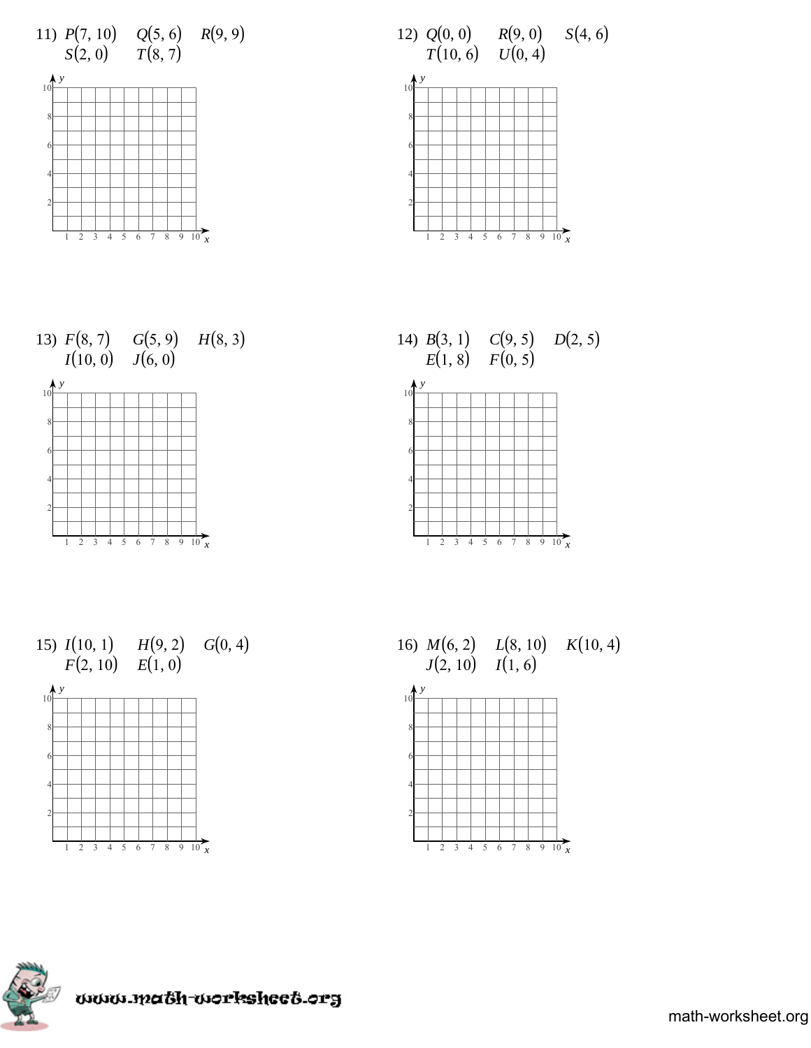11) $P(7, 10)$ $Q(5, 6)$ $R(9, 9)$ $S(2, 0)$ $T(8, 7)$

12) $Q(0, 0)$ $R(9, 0)$ $S(4, 6)$ $T(10, 6)$ $U(0, 4)$

13) $F(8, 7)$ $G(5, 9)$ $H(8, 3)$ $I(10, 0)$ $J(6, 0)$

14) $B(3, 1)$ $C(9, 5)$ $D(2, 5)$ $E(1, 8)$ $F(0, 5)$

15) $I(10, 1)$ $H(9, 2)$ $G(0, 4)$ $F(2, 10)$ $E(1, 0)$

16) $M(6, 2)$ $L(8, 10)$ $K(10, 4)$ $J(2, 10)$ $I(1, 6)$

www.math-worksheet.org

math-worksheet.org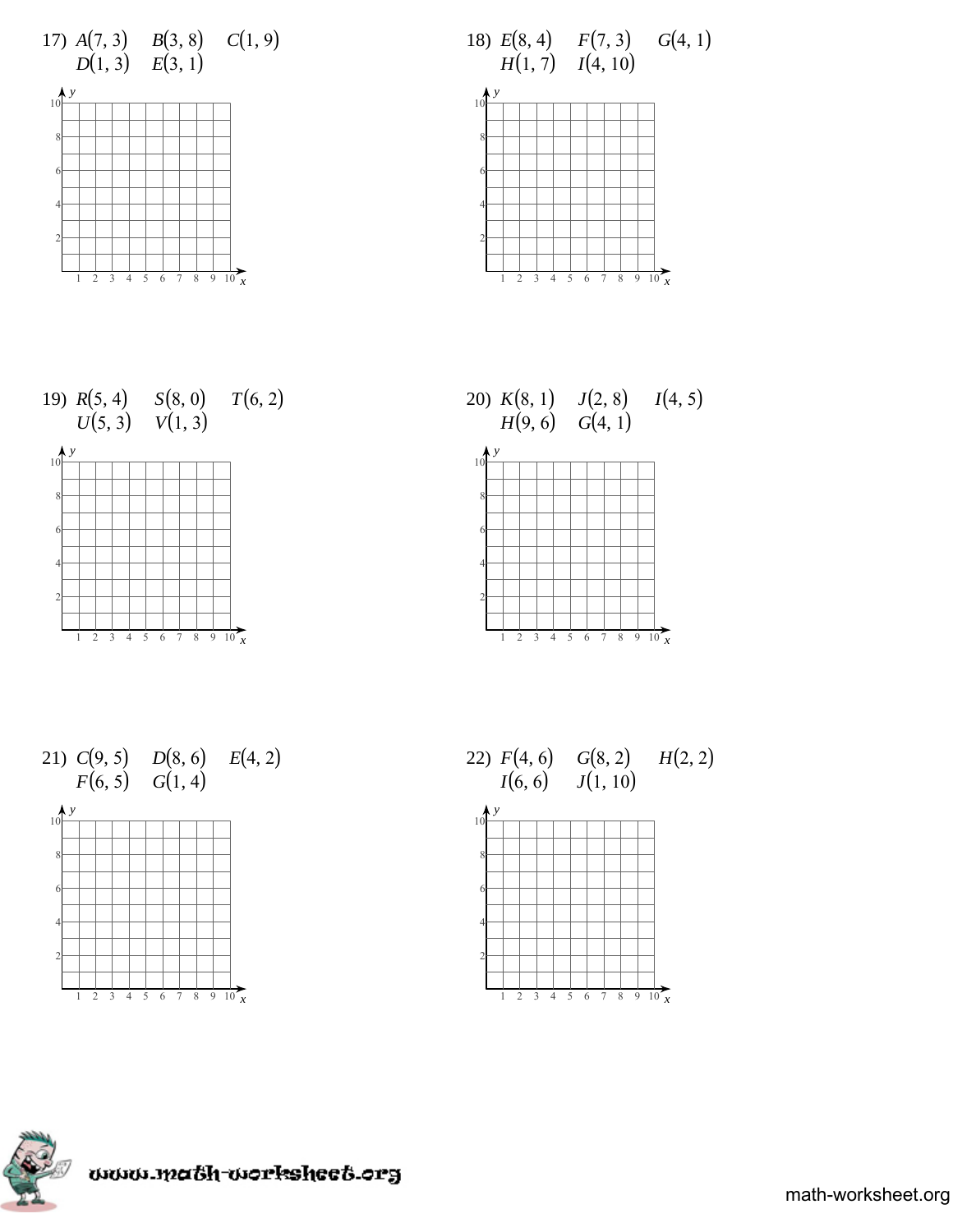17) $A(7, 3)$ $B(3, 8)$ $C(1, 9)$
$D(1, 3)$ $E(3, 1)$

18) $E(8, 4)$ $F(7, 3)$ $G(4, 1)$
$H(1, 7)$ $I(4, 10)$

19) $R(5, 4)$ $S(8, 0)$ $T(6, 2)$
$U(5, 3)$ $V(1, 3)$

20) $K(8, 1)$ $J(2, 8)$ $I(4, 5)$
$H(9, 6)$ $G(4, 1)$

21) $C(9, 5)$ $D(8, 6)$ $E(4, 2)$
$F(6, 5)$ $G(1, 4)$

22) $F(4, 6)$ $G(8, 2)$ $H(2, 2)$
$I(6, 6)$ $J(1, 10)$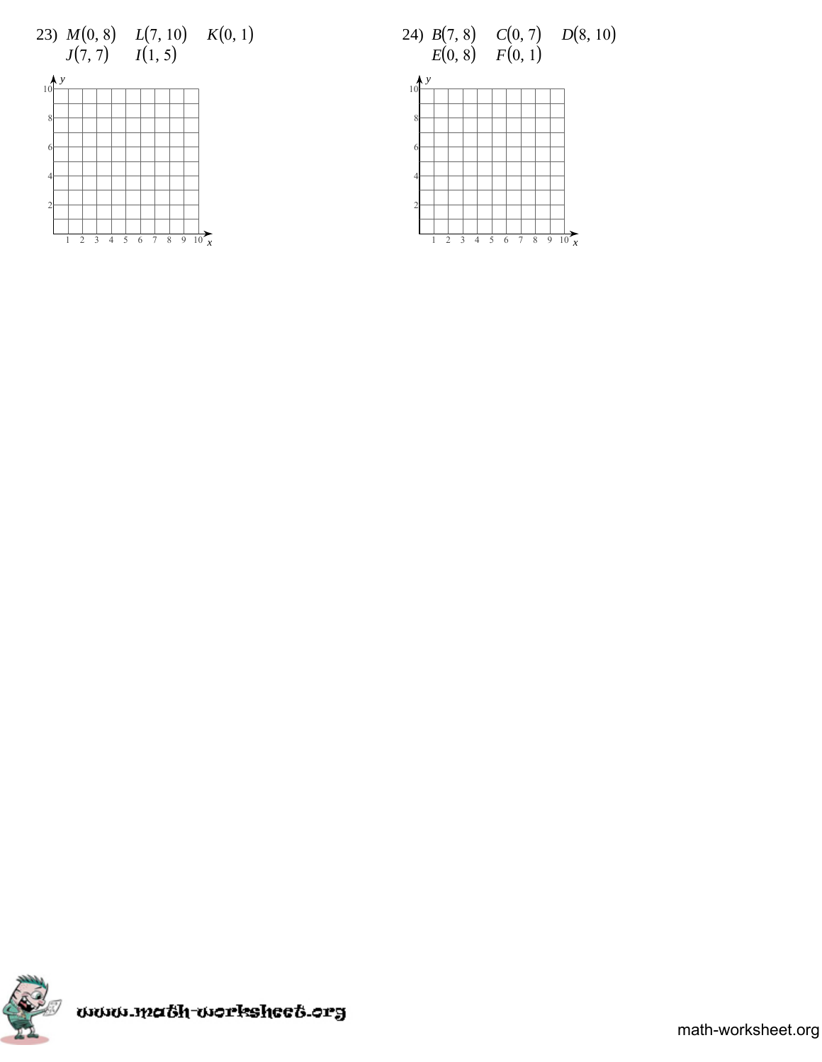23) $M(0, 8)$ $L(7, 10)$ $K(0, 1)$
$J(7, 7)$ $I(1, 5)$

24) $B(7, 8)$ $C(0, 7)$ $D(8, 10)$
$E(0, 8)$ $F(0, 1)$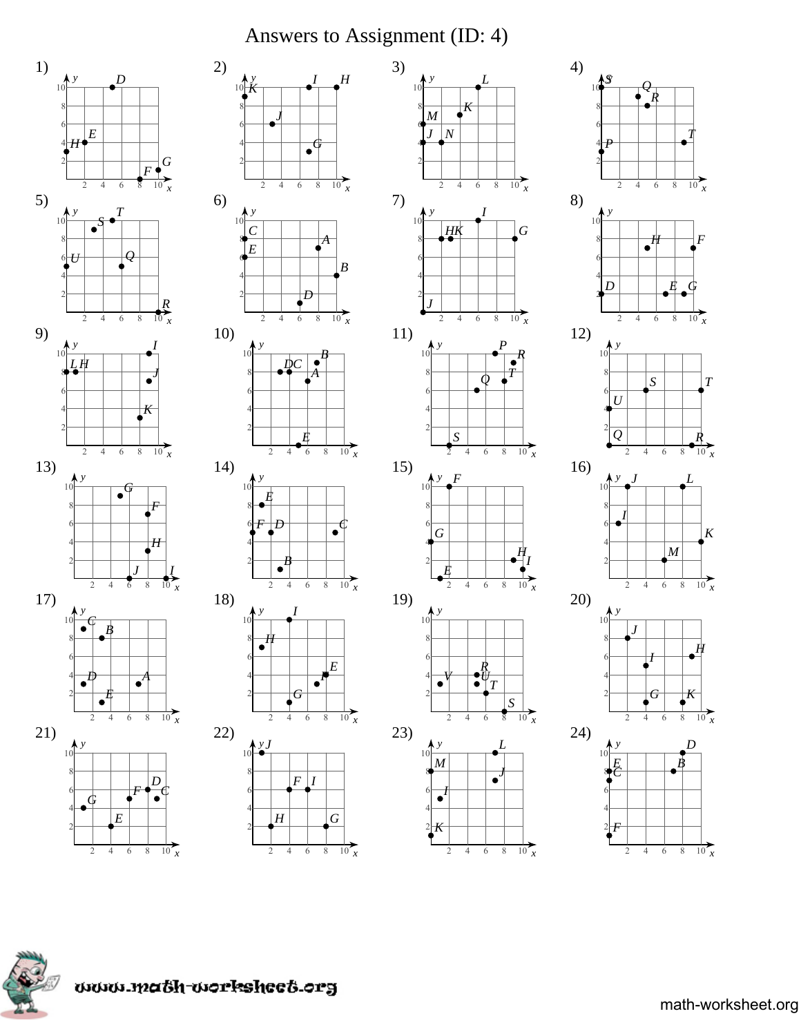# Answers to Assignment (ID: 4)

1)

2)

3)

4)

5)

6)

7)

8)

9)

10)

11)

12)

13)

14)

15)

16)

17)

18)

19)

20)

21)

22)

23)

24)

math-worksheet.org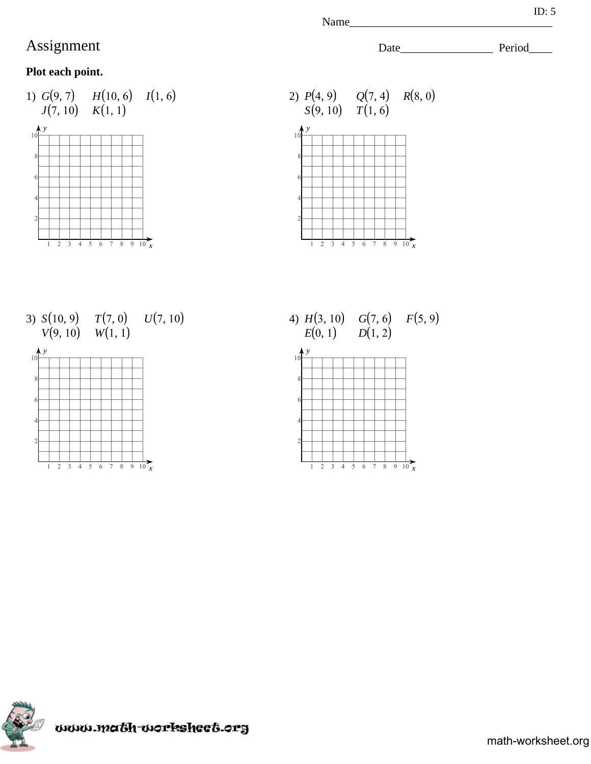Name___________________________________

# Assignment

Date________________ Period____

**Plot each point.**

1) $G(9, 7)$ $H(10, 6)$ $I(1, 6)$ $J(7, 10)$ $K(1, 1)$

2) $P(4, 9)$ $Q(7, 4)$ $R(8, 0)$ $S(9, 10)$ $T(1, 6)$

3) $S(10, 9)$ $T(7, 0)$ $U(7, 10)$ $V(9, 10)$ $W(1, 1)$

4) $H(3, 10)$ $G(7, 6)$ $F(5, 9)$ $E(0, 1)$ $D(1, 2)$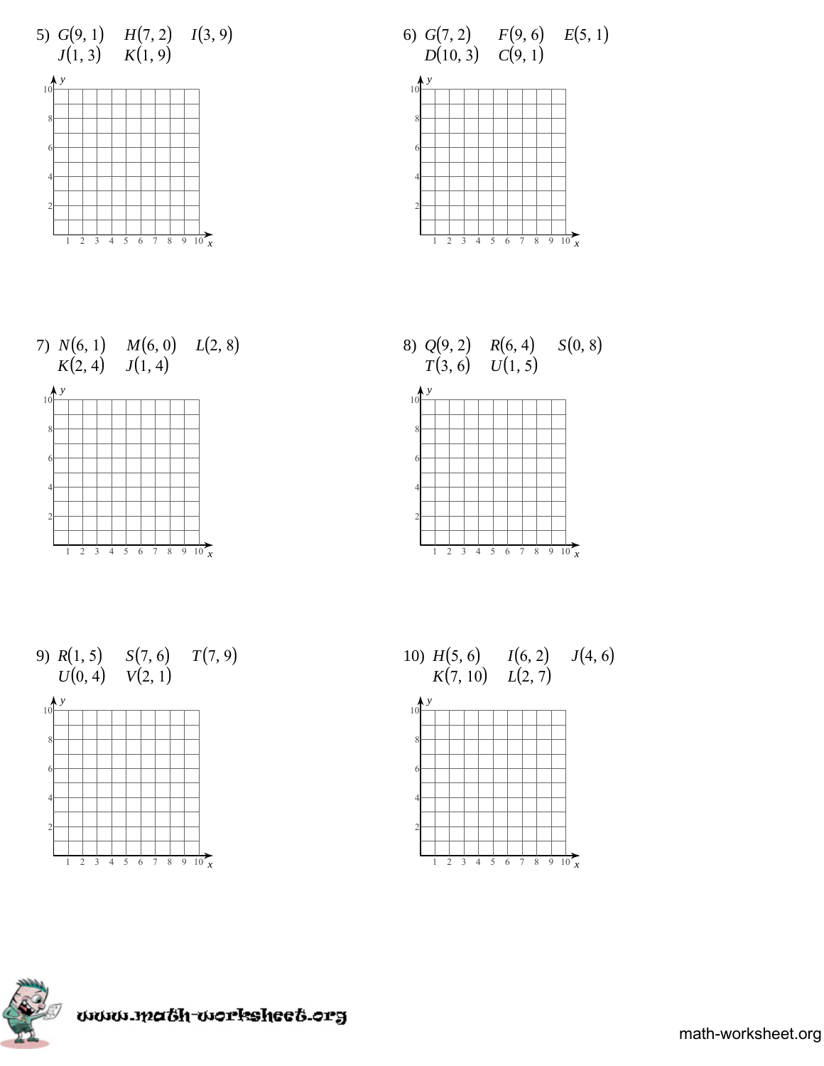5) $G(9, 1)$ $H(7, 2)$ $I(3, 9)$ $J(1, 3)$ $K(1, 9)$

6) $G(7, 2)$ $F(9, 6)$ $E(5, 1)$ $D(10, 3)$ $C(9, 1)$

7) $N(6, 1)$ $M(6, 0)$ $L(2, 8)$ $K(2, 4)$ $J(1, 4)$

8) $Q(9, 2)$ $R(6, 4)$ $S(0, 8)$ $T(3, 6)$ $U(1, 5)$

9) $R(1, 5)$ $S(7, 6)$ $T(7, 9)$ $U(0, 4)$ $V(2, 1)$

10) $H(5, 6)$ $I(6, 2)$ $J(4, 6)$ $K(7, 10)$ $L(2, 7)$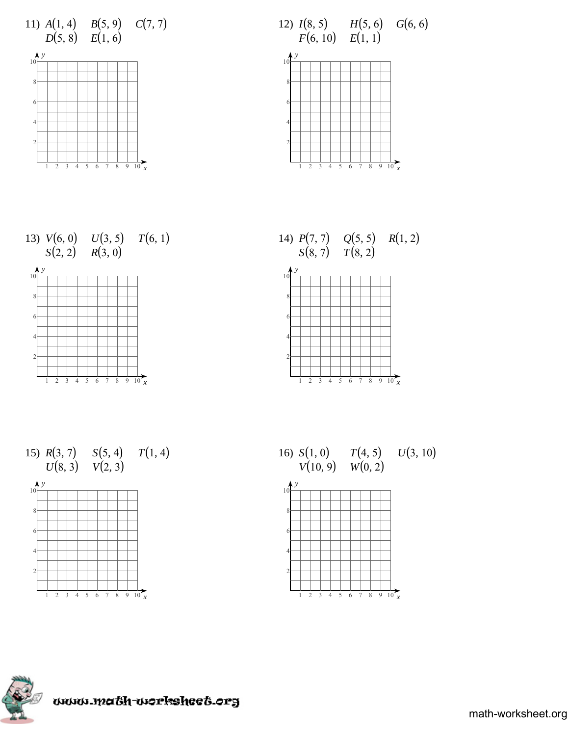11) $A(1, 4)$ $B(5, 9)$ $C(7, 7)$
$D(5, 8)$ $E(1, 6)$

12) $I(8, 5)$ $H(5, 6)$ $G(6, 6)$
$F(6, 10)$ $E(1, 1)$

13) $V(6, 0)$ $U(3, 5)$ $T(6, 1)$
$S(2, 2)$ $R(3, 0)$

14) $P(7, 7)$ $Q(5, 5)$ $R(1, 2)$
$S(8, 7)$ $T(8, 2)$

15) $R(3, 7)$ $S(5, 4)$ $T(1, 4)$
$U(8, 3)$ $V(2, 3)$

16) $S(1, 0)$ $T(4, 5)$ $U(3, 10)$
$V(10, 9)$ $W(0, 2)$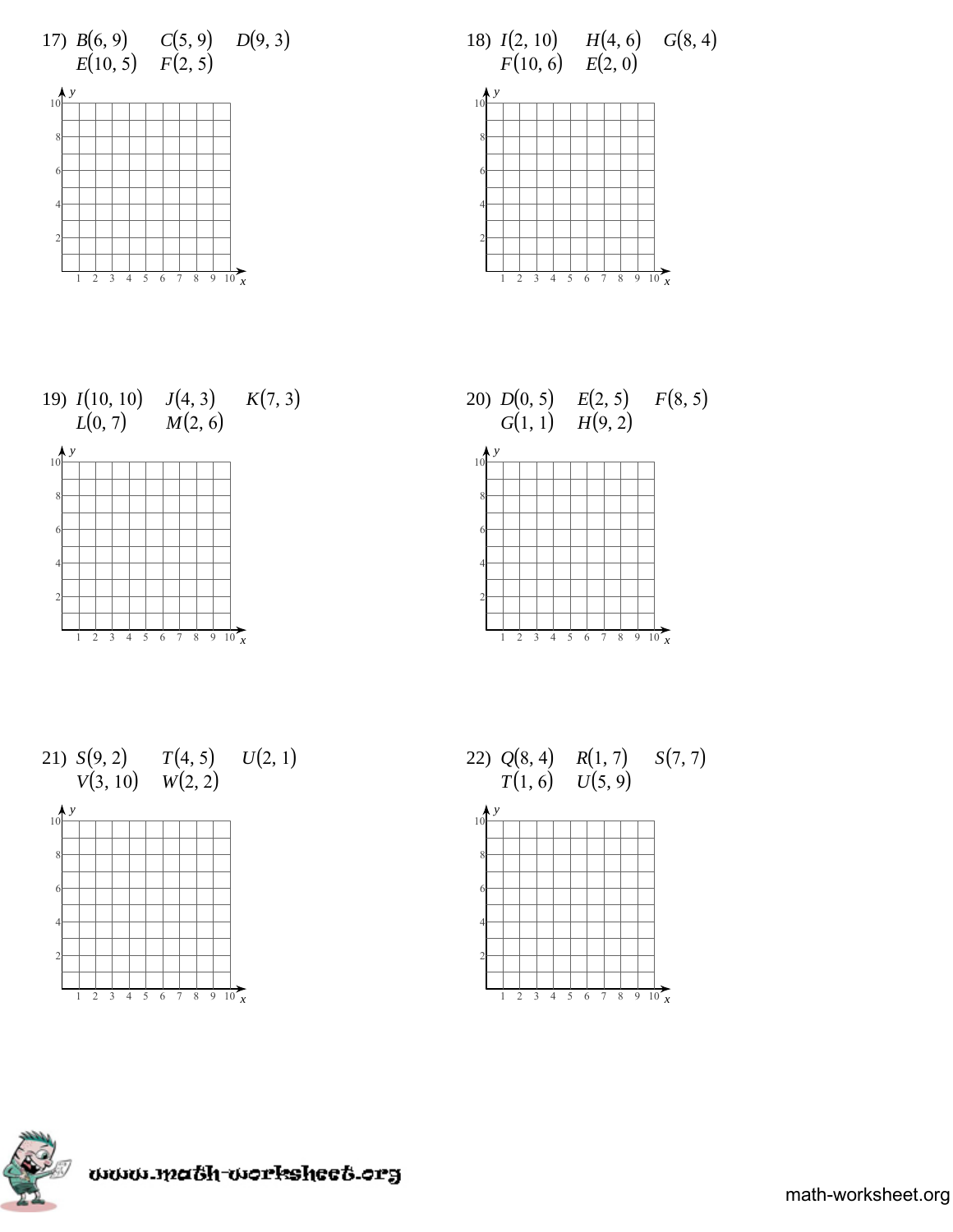17) $B(6, 9)$ $C(5, 9)$ $D(9, 3)$
$E(10, 5)$ $F(2, 5)$

18) $I(2, 10)$ $H(4, 6)$ $G(8, 4)$
$F(10, 6)$ $E(2, 0)$

19) $I(10, 10)$ $J(4, 3)$ $K(7, 3)$
$L(0, 7)$ $M(2, 6)$

20) $D(0, 5)$ $E(2, 5)$ $F(8, 5)$
$G(1, 1)$ $H(9, 2)$

21) $S(9, 2)$ $T(4, 5)$ $U(2, 1)$
$V(3, 10)$ $W(2, 2)$

22) $Q(8, 4)$ $R(1, 7)$ $S(7, 7)$
$T(1, 6)$ $U(5, 9)$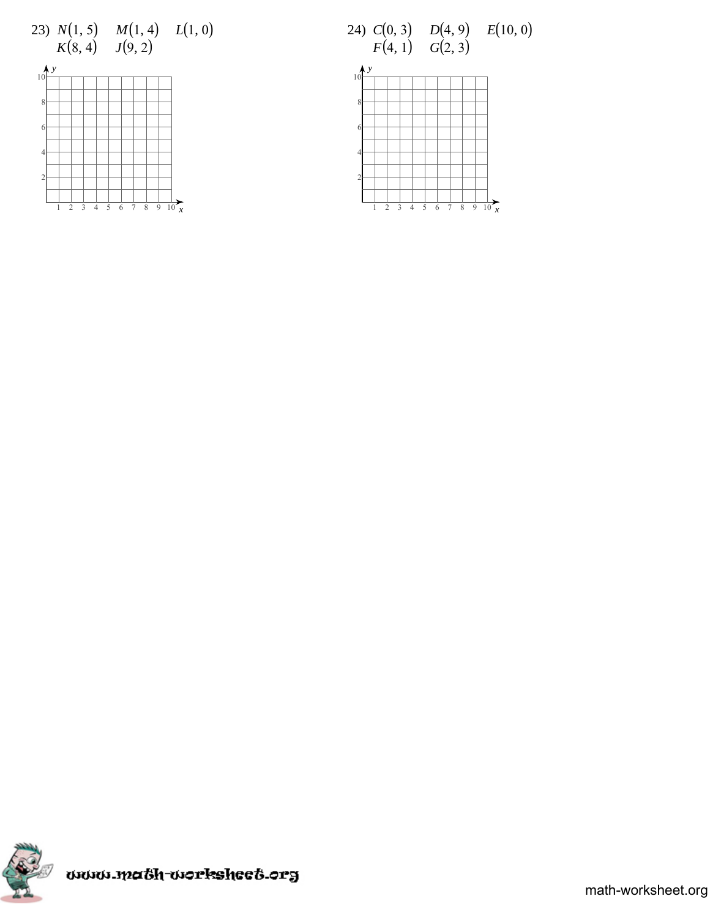23) $N(1, 5)$ $M(1, 4)$ $L(1, 0)$
$K(8, 4)$ $J(9, 2)$

24) $C(0, 3)$ $D(4, 9)$ $E(10, 0)$
$F(4, 1)$ $G(2, 3)$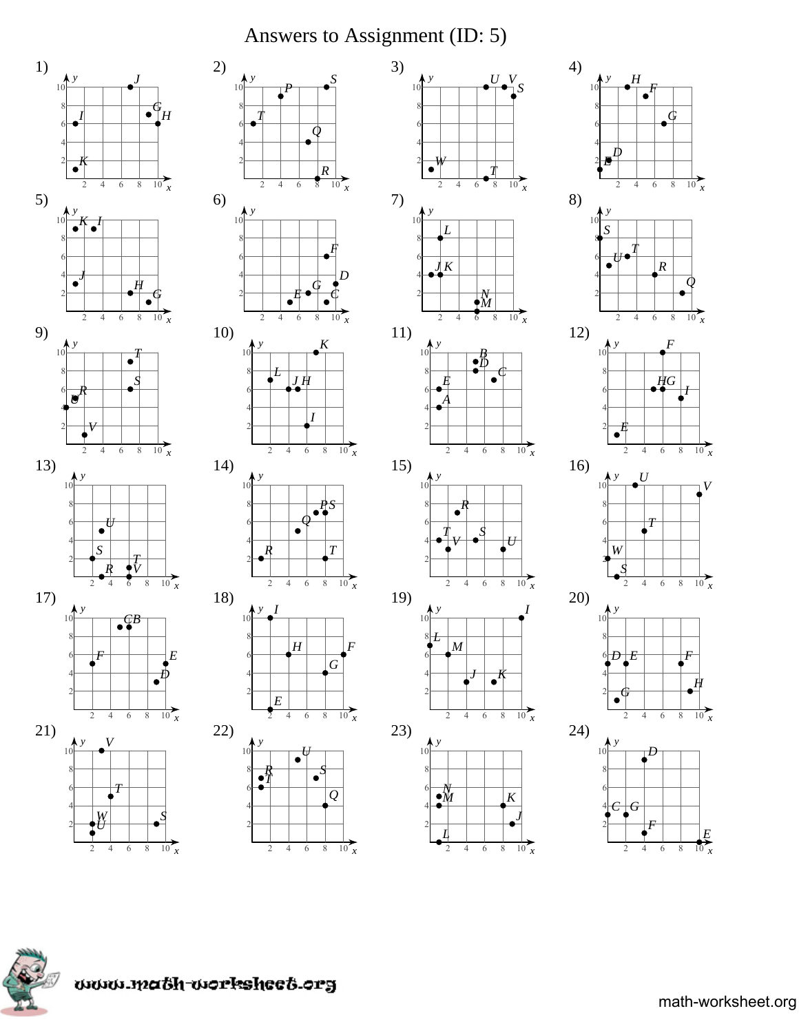# Answers to Assignment (ID: 5)

1)

2)

3)

4)

5)

6)

7)

8)

9)

10)

11)

12)

13)

14)

15)

16)

17)

18)

19)

20)

21)

22)

23)

24)

www.math-worksheet.org

math-worksheet.org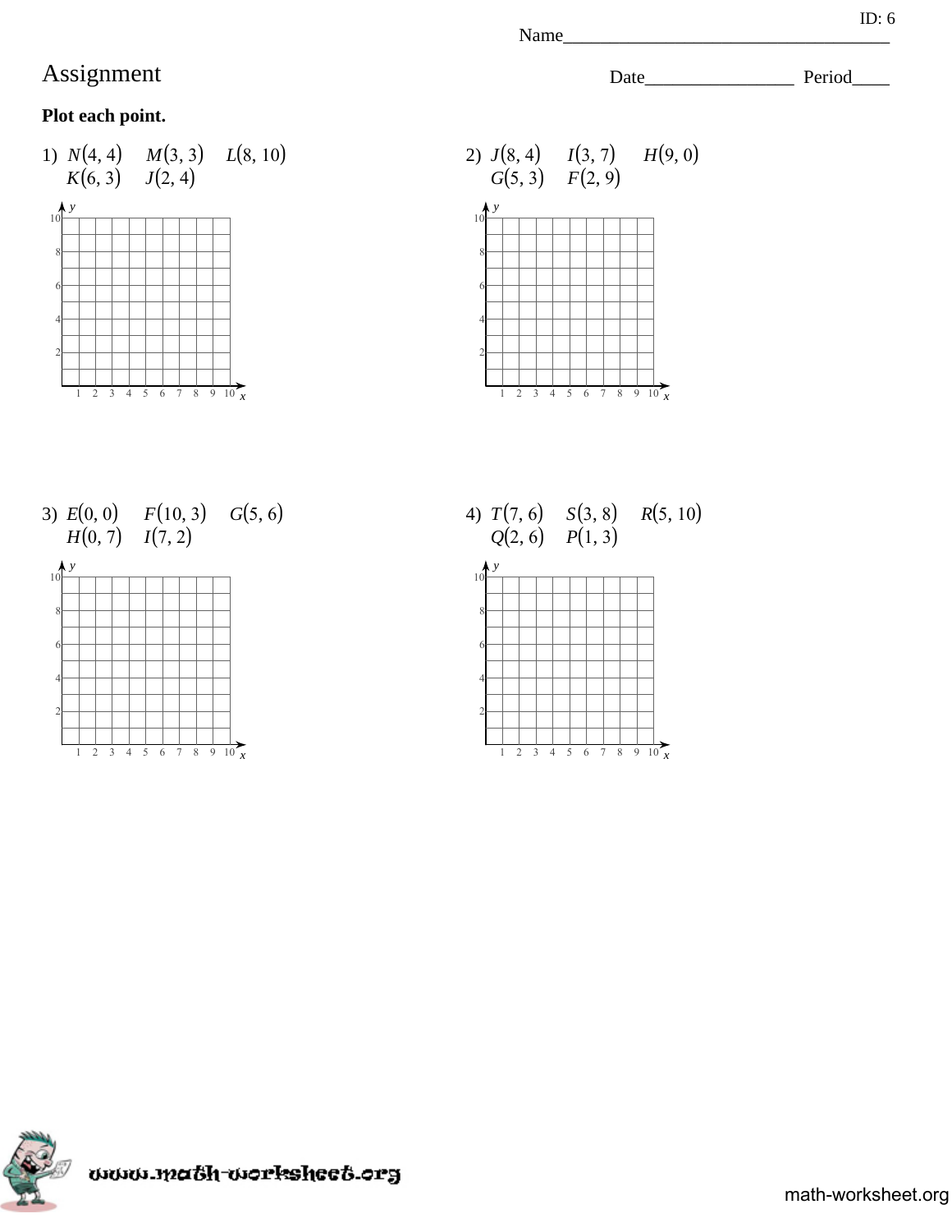ID: 6

Name___________________________________

# Assignment

Date________________ Period____

**Plot each point.**

1) $N(4, 4)$ $M(3, 3)$ $L(8, 10)$ $K(6, 3)$ $J(2, 4)$

2) $J(8, 4)$ $I(3, 7)$ $H(9, 0)$ $G(5, 3)$ $F(2, 9)$

3) $E(0, 0)$ $F(10, 3)$ $G(5, 6)$ $H(0, 7)$ $I(7, 2)$

4) $T(7, 6)$ $S(3, 8)$ $R(5, 10)$ $Q(2, 6)$ $P(1, 3)$

www.math-worksheet.org

math-worksheet.org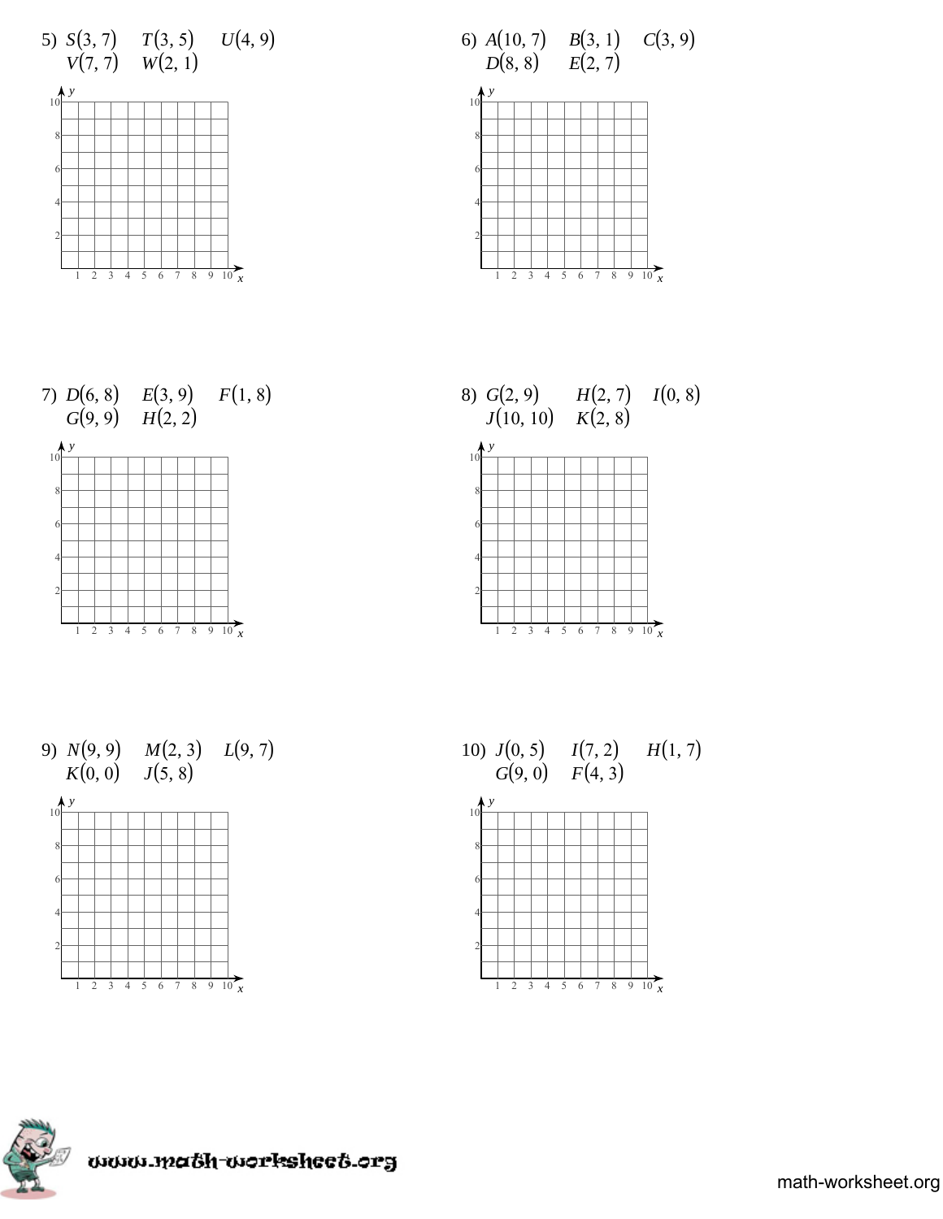5) $S(3, 7)$ $T(3, 5)$ $U(4, 9)$
$V(7, 7)$ $W(2, 1)$

6) $A(10, 7)$ $B(3, 1)$ $C(3, 9)$
$D(8, 8)$ $E(2, 7)$

7) $D(6, 8)$ $E(3, 9)$ $F(1, 8)$
$G(9, 9)$ $H(2, 2)$

8) $G(2, 9)$ $H(2, 7)$ $I(0, 8)$
$J(10, 10)$ $K(2, 8)$

9) $N(9, 9)$ $M(2, 3)$ $L(9, 7)$
$K(0, 0)$ $J(5, 8)$

10) $J(0, 5)$ $I(7, 2)$ $H(1, 7)$
$G(9, 0)$ $F(4, 3)$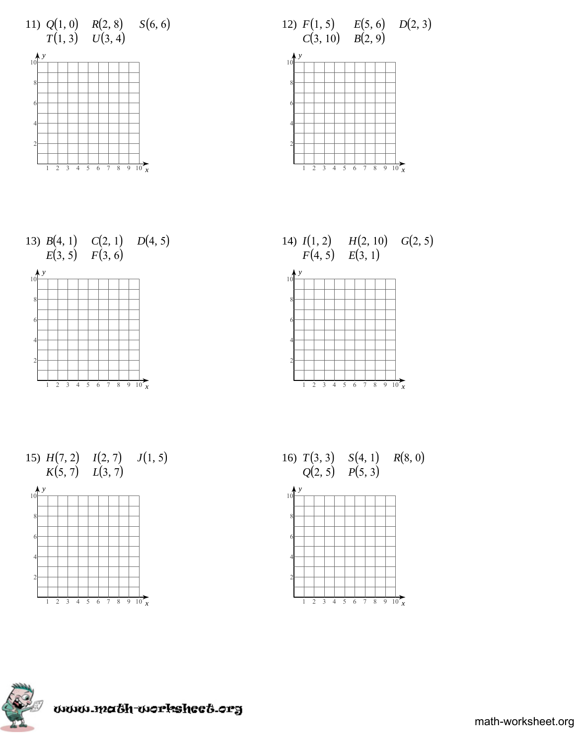11) $Q(1, 0)$ $R(2, 8)$ $S(6, 6)$ $T(1, 3)$ $U(3, 4)$

12) $F(1, 5)$ $E(5, 6)$ $D(2, 3)$ $C(3, 10)$ $B(2, 9)$

13) $B(4, 1)$ $C(2, 1)$ $D(4, 5)$ $E(3, 5)$ $F(3, 6)$

14) $I(1, 2)$ $H(2, 10)$ $G(2, 5)$ $F(4, 5)$ $E(3, 1)$

15) $H(7, 2)$ $I(2, 7)$ $J(1, 5)$ $K(5, 7)$ $L(3, 7)$

16) $T(3, 3)$ $S(4, 1)$ $R(8, 0)$ $Q(2, 5)$ $P(5, 3)$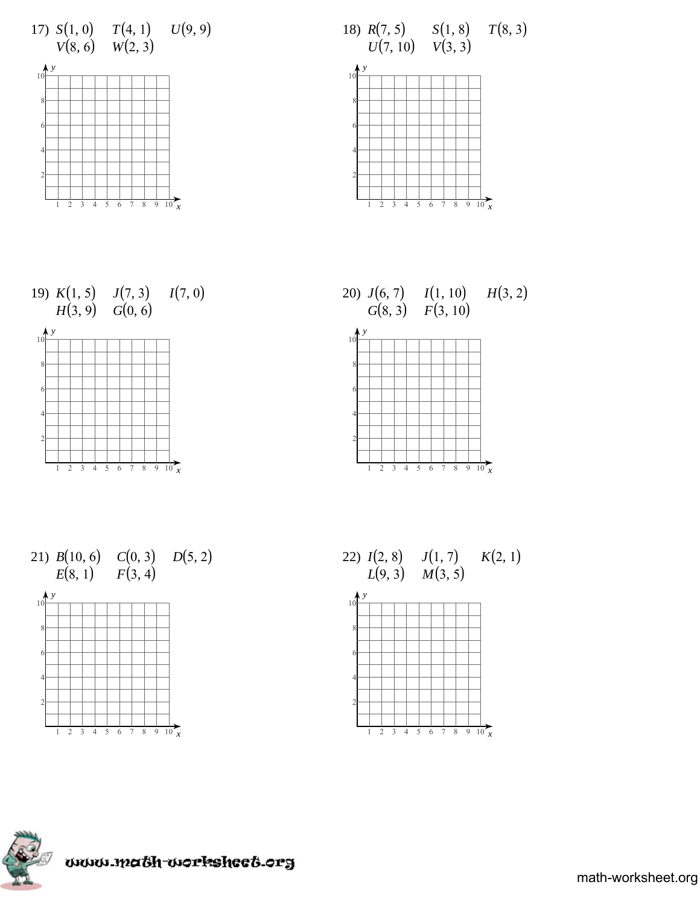17) $S(1, 0)$ $T(4, 1)$ $U(9, 9)$ $V(8, 6)$ $W(2, 3)$

18) $R(7, 5)$ $S(1, 8)$ $T(8, 3)$ $U(7, 10)$ $V(3, 3)$

19) $K(1, 5)$ $J(7, 3)$ $I(7, 0)$ $H(3, 9)$ $G(0, 6)$

20) $J(6, 7)$ $I(1, 10)$ $H(3, 2)$ $G(8, 3)$ $F(3, 10)$

21) $B(10, 6)$ $C(0, 3)$ $D(5, 2)$ $E(8, 1)$ $F(3, 4)$

22) $I(2, 8)$ $J(1, 7)$ $K(2, 1)$ $L(9, 3)$ $M(3, 5)$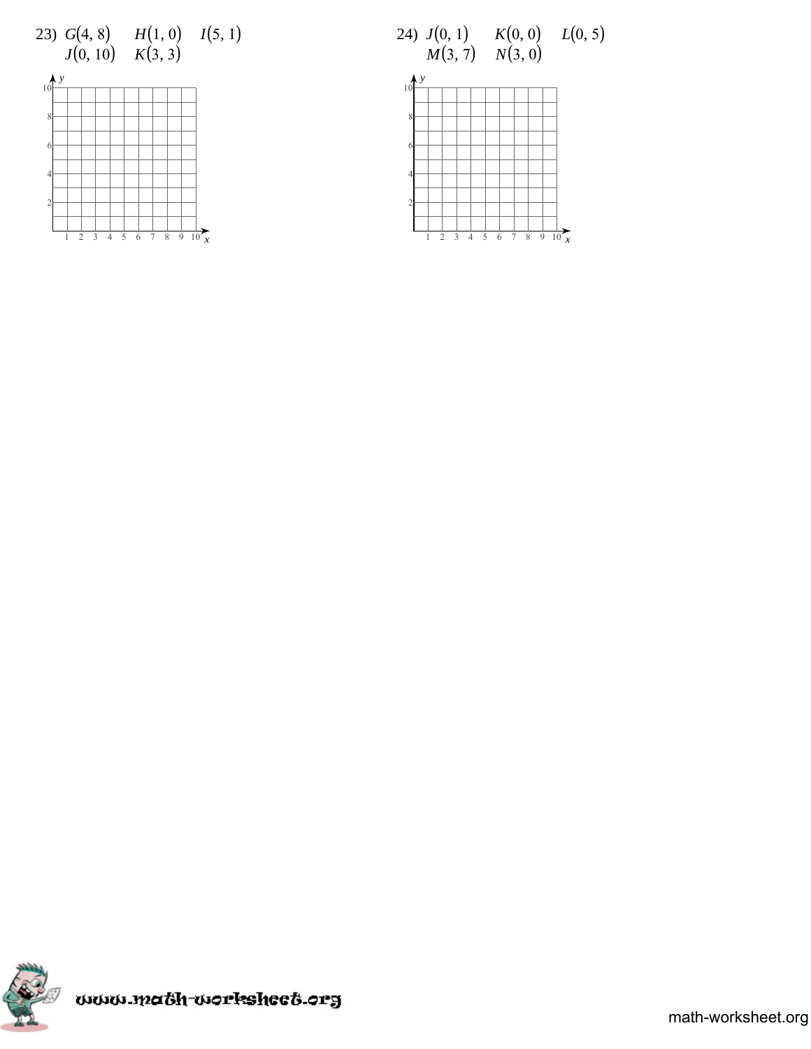23) $G(4, 8)$ $H(1, 0)$ $I(5, 1)$
$J(0, 10)$ $K(3, 3)$

24) $J(0, 1)$ $K(0, 0)$ $L(0, 5)$
$M(3, 7)$ $N(3, 0)$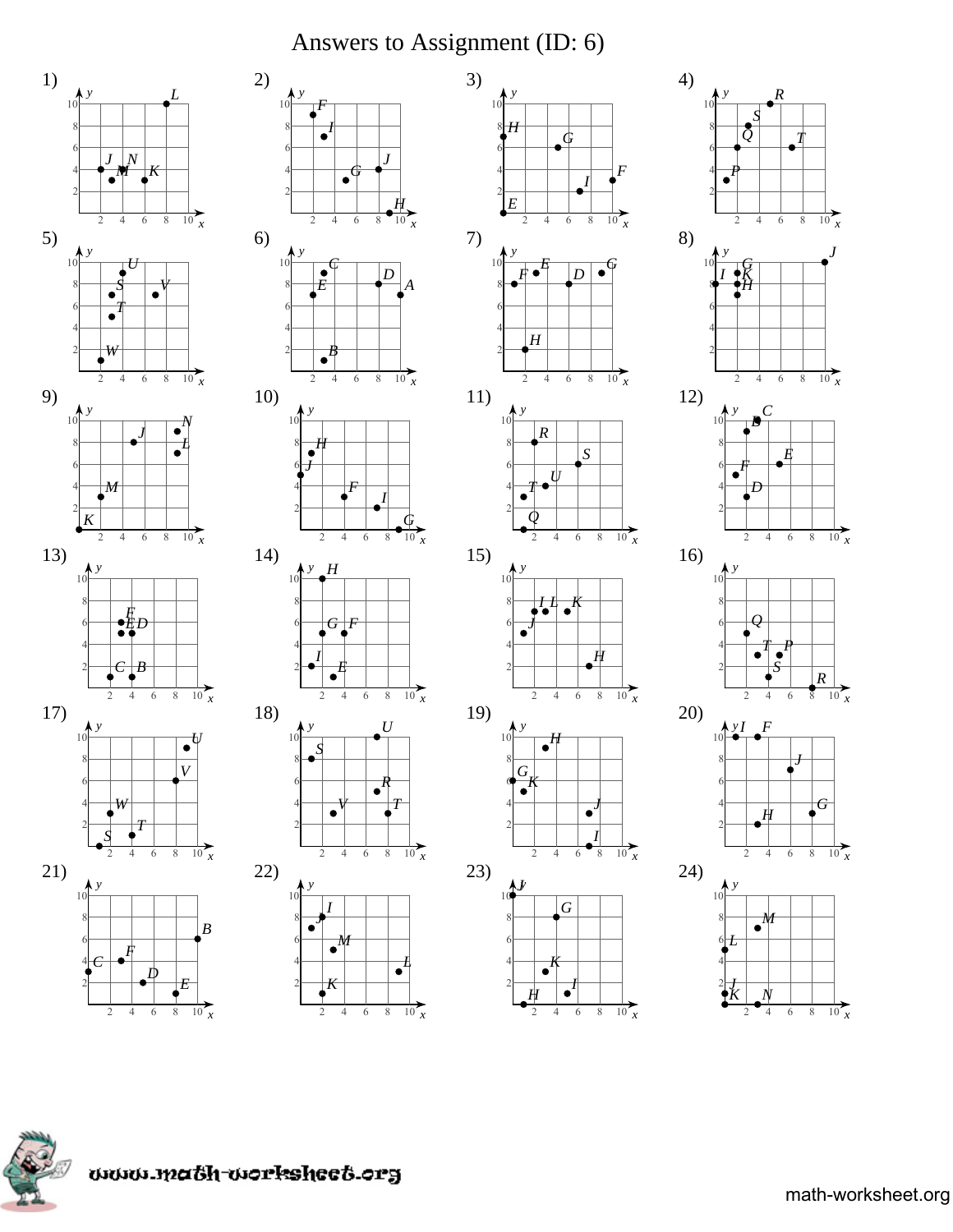# Answers to Assignment (ID: 6)

1)

2)

3)

4)

5)

6)

7)

8)

9)

10)

11)

12)

13)

14)

15)

16)

17)

18)

19)

20)

21)

22)

23)

24)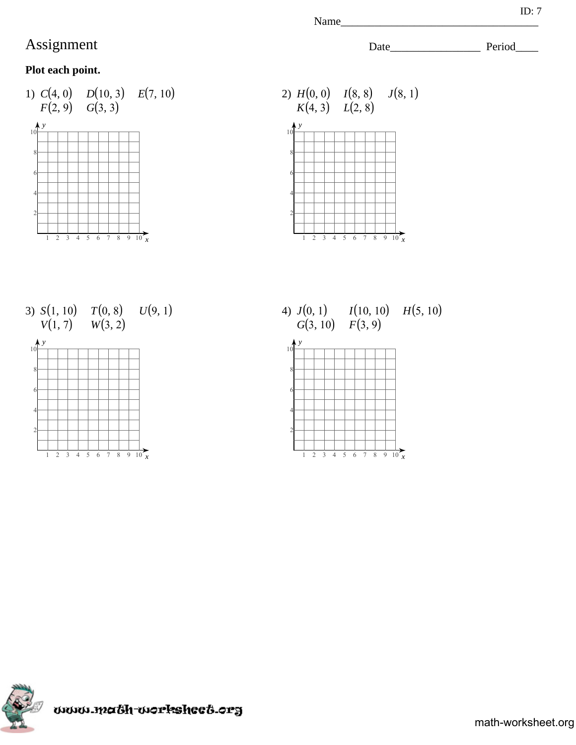ID: 7

Name___________________________________

# Assignment

Date________________ Period____

**Plot each point.**

1) $C(4, 0)$ $D(10, 3)$ $E(7, 10)$ $F(2, 9)$ $G(3, 3)$

2) $H(0, 0)$ $I(8, 8)$ $J(8, 1)$ $K(4, 3)$ $L(2, 8)$

3) $S(1, 10)$ $T(0, 8)$ $U(9, 1)$ $V(1, 7)$ $W(3, 2)$

4) $J(0, 1)$ $I(10, 10)$ $H(5, 10)$ $G(3, 10)$ $F(3, 9)$

www.math-worksheet.org

math-worksheet.org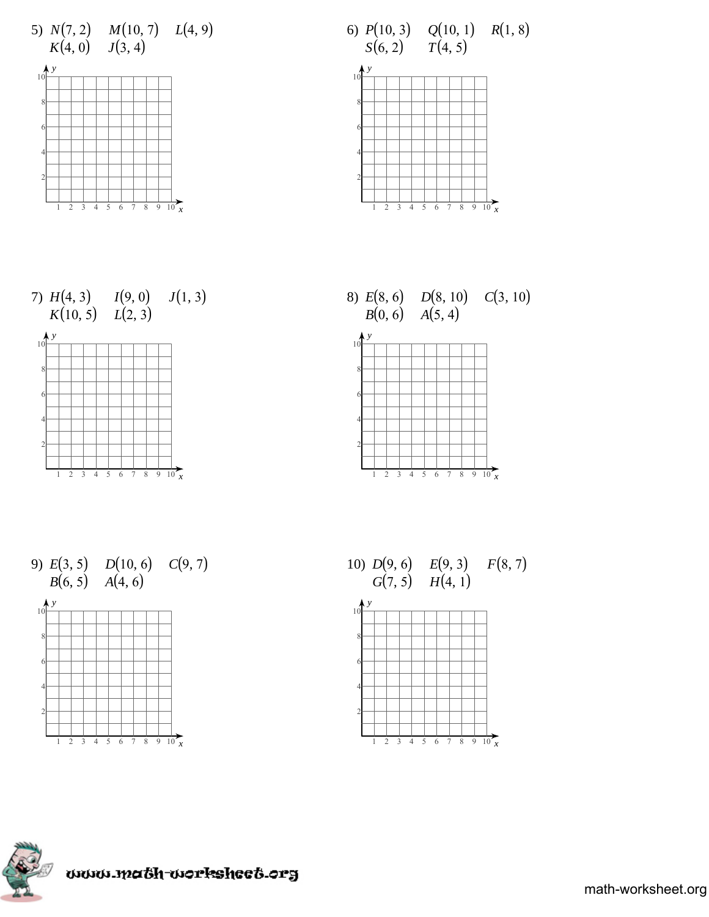5) $N(7, 2)$ $M(10, 7)$ $L(4, 9)$
$K(4, 0)$ $J(3, 4)$

6) $P(10, 3)$ $Q(10, 1)$ $R(1, 8)$
$S(6, 2)$ $T(4, 5)$

7) $H(4, 3)$ $I(9, 0)$ $J(1, 3)$
$K(10, 5)$ $L(2, 3)$

8) $E(8, 6)$ $D(8, 10)$ $C(3, 10)$
$B(0, 6)$ $A(5, 4)$

9) $E(3, 5)$ $D(10, 6)$ $C(9, 7)$
$B(6, 5)$ $A(4, 6)$

10) $D(9, 6)$ $E(9, 3)$ $F(8, 7)$
$G(7, 5)$ $H(4, 1)$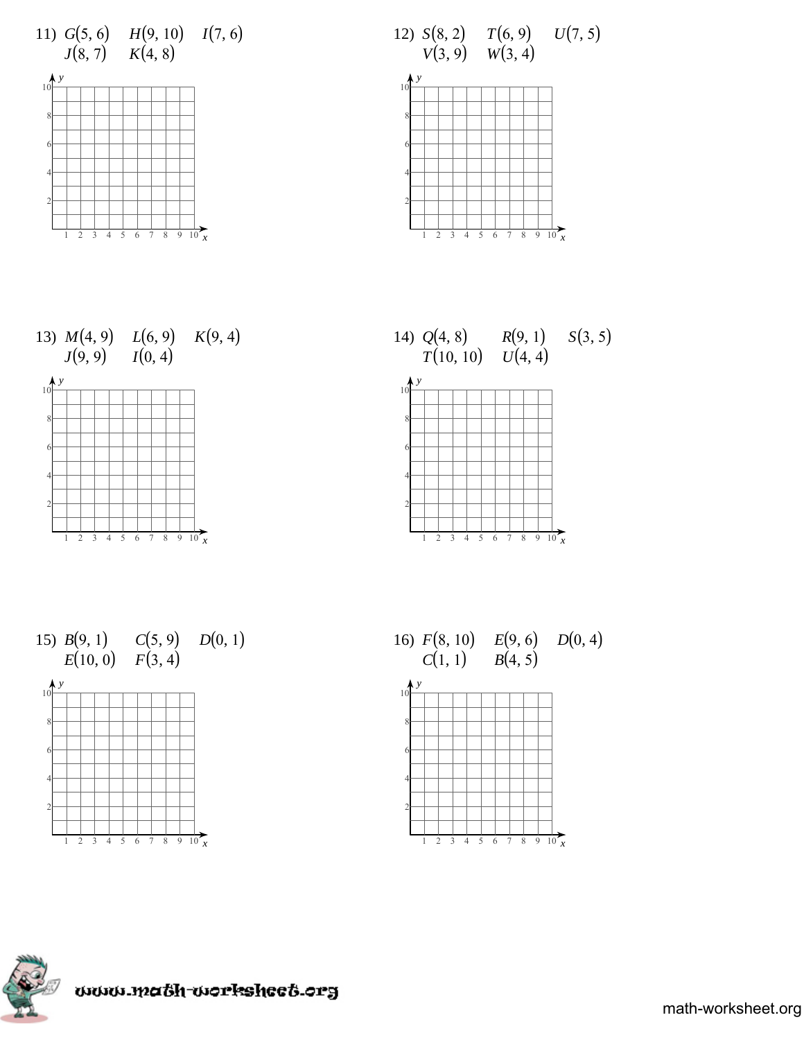11) $G(5, 6)$ $H(9, 10)$ $I(7, 6)$
$J(8, 7)$ $K(4, 8)$

12) $S(8, 2)$ $T(6, 9)$ $U(7, 5)$
$V(3, 9)$ $W(3, 4)$

13) $M(4, 9)$ $L(6, 9)$ $K(9, 4)$
$J(9, 9)$ $I(0, 4)$

14) $Q(4, 8)$ $R(9, 1)$ $S(3, 5)$
$T(10, 10)$ $U(4, 4)$

15) $B(9, 1)$ $C(5, 9)$ $D(0, 1)$
$E(10, 0)$ $F(3, 4)$

16) $F(8, 10)$ $E(9, 6)$ $D(0, 4)$
$C(1, 1)$ $B(4, 5)$

www.math-worksheet.org

math-worksheet.org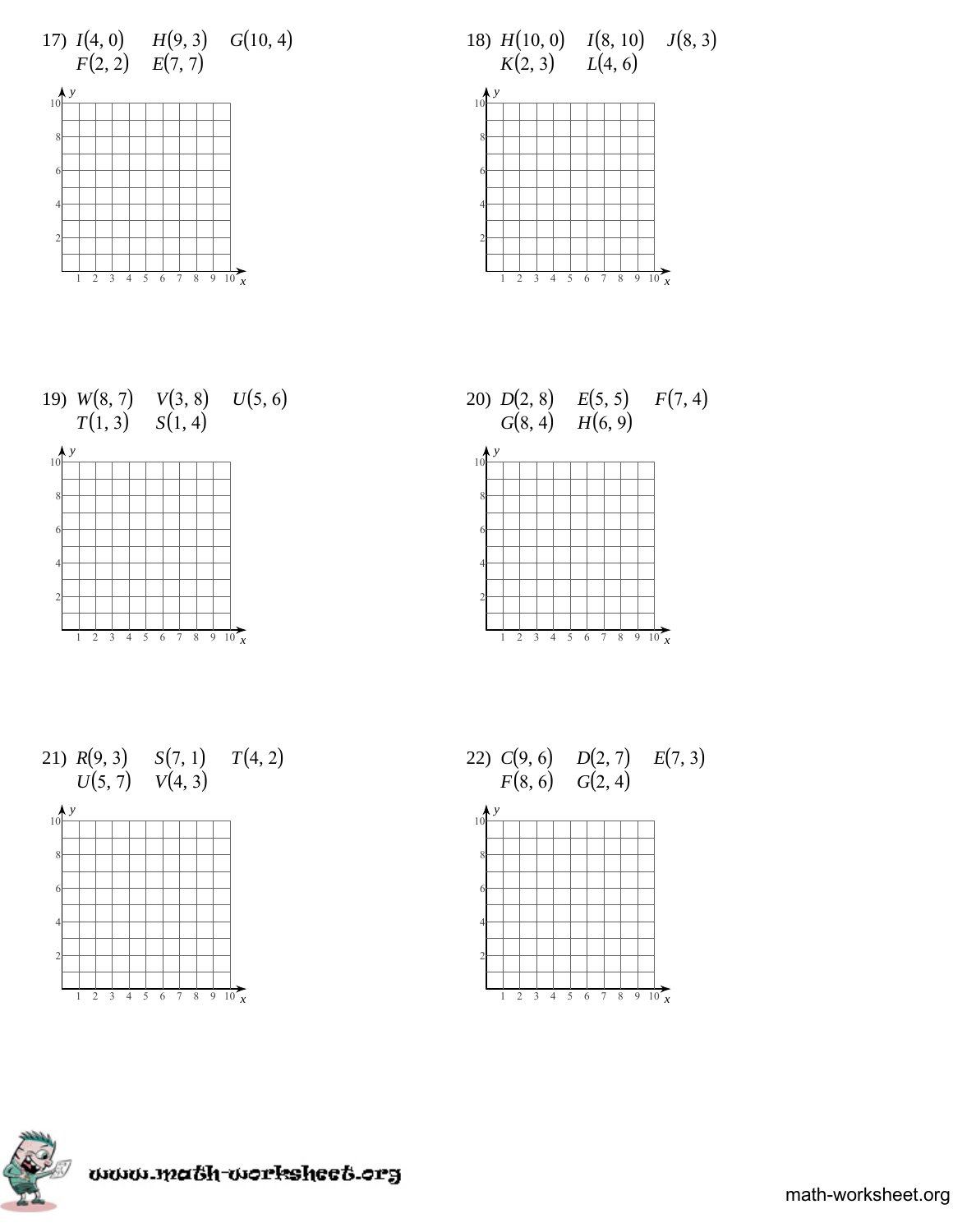17) $I(4, 0)$ $H(9, 3)$ $G(10, 4)$
$F(2, 2)$ $E(7, 7)$

18) $H(10, 0)$ $I(8, 10)$ $J(8, 3)$
$K(2, 3)$ $L(4, 6)$

19) $W(8, 7)$ $V(3, 8)$ $U(5, 6)$
$T(1, 3)$ $S(1, 4)$

20) $D(2, 8)$ $E(5, 5)$ $F(7, 4)$
$G(8, 4)$ $H(6, 9)$

21) $R(9, 3)$ $S(7, 1)$ $T(4, 2)$
$U(5, 7)$ $V(4, 3)$

22) $C(9, 6)$ $D(2, 7)$ $E(7, 3)$
$F(8, 6)$ $G(2, 4)$

www.math-worksheet.org

math-worksheet.org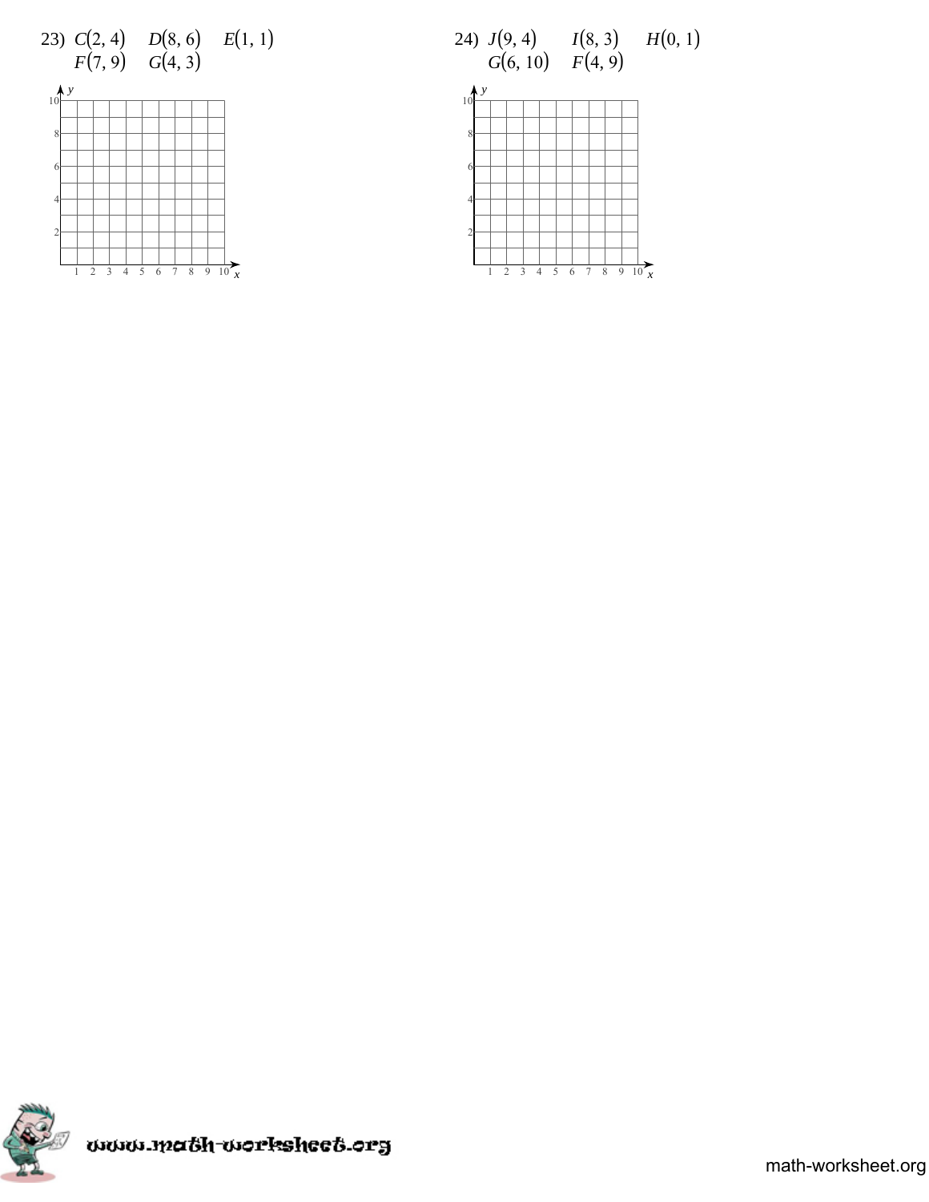23) $C(2, 4)$ $D(8, 6)$ $E(1, 1)$ $F(7, 9)$ $G(4, 3)$

24) $J(9, 4)$ $I(8, 3)$ $H(0, 1)$ $G(6, 10)$ $F(4, 9)$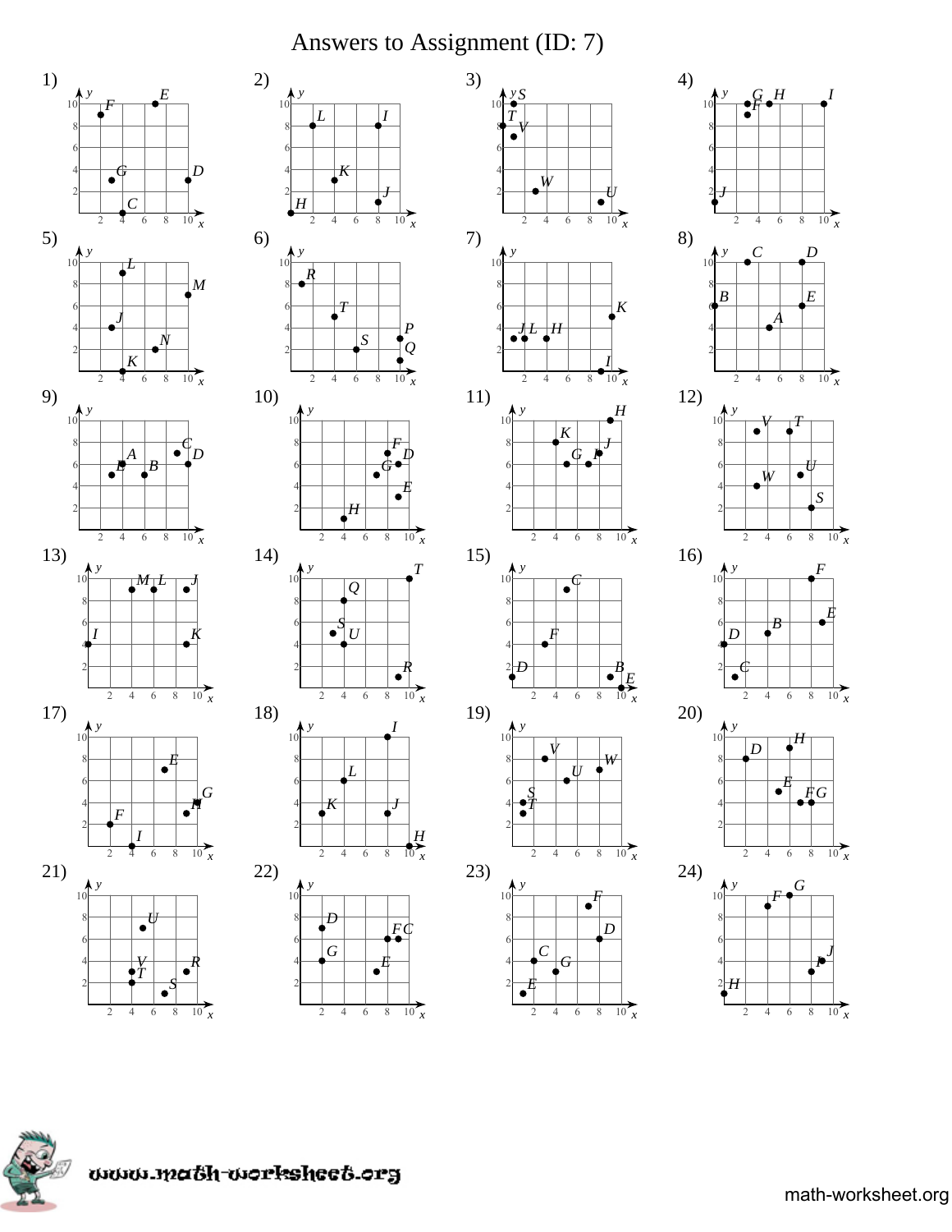# Answers to Assignment (ID: 7)

1)

2)

3)

4)

5)

6)

7)

8)

9)

10)

11)

12)

13)

14)

15)

16)

17)

18)

19)

20)

21)

22)

23)

24)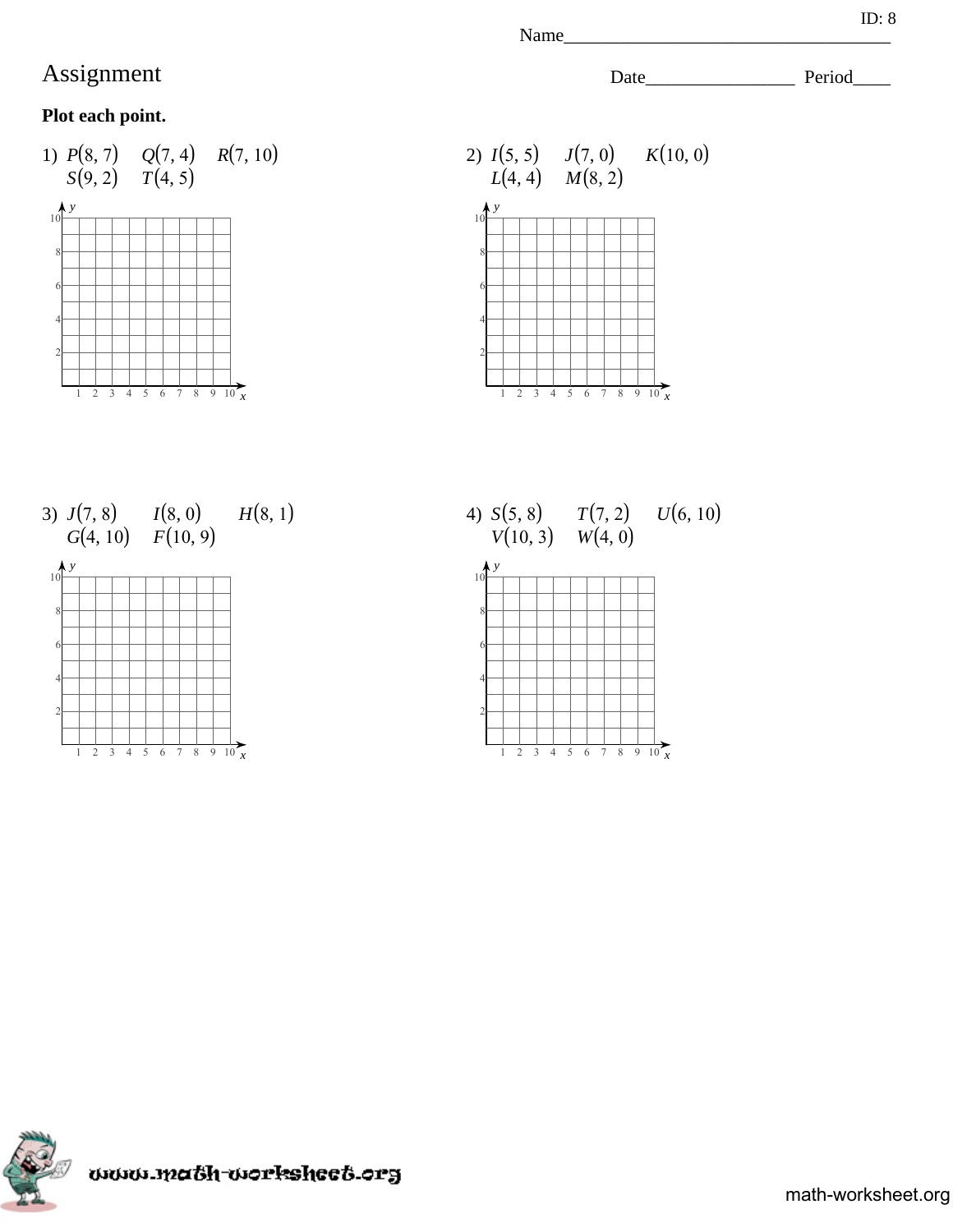Name___________________________________

# Assignment

Date________________ Period____

**Plot each point.**

1) $P(8, 7)$ $Q(7, 4)$ $R(7, 10)$ $S(9, 2)$ $T(4, 5)$

2) $I(5, 5)$ $J(7, 0)$ $K(10, 0)$ $L(4, 4)$ $M(8, 2)$

3) $J(7, 8)$ $I(8, 0)$ $H(8, 1)$ $G(4, 10)$ $F(10, 9)$

4) $S(5, 8)$ $T(7, 2)$ $U(6, 10)$ $V(10, 3)$ $W(4, 0)$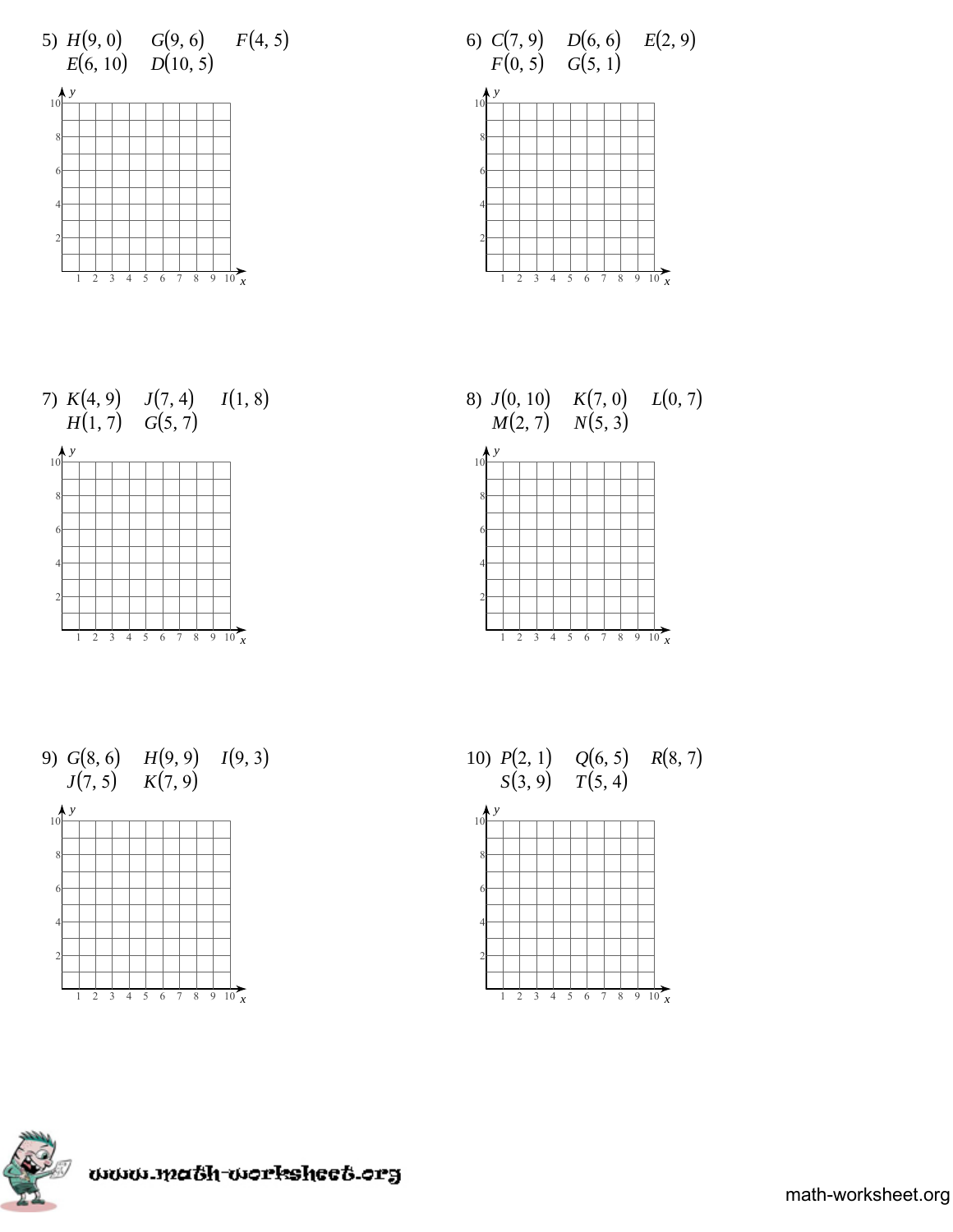5) $H(9, 0)$ $G(9, 6)$ $F(4, 5)$
$E(6, 10)$ $D(10, 5)$

6) $C(7, 9)$ $D(6, 6)$ $E(2, 9)$
$F(0, 5)$ $G(5, 1)$

7) $K(4, 9)$ $J(7, 4)$ $I(1, 8)$
$H(1, 7)$ $G(5, 7)$

8) $J(0, 10)$ $K(7, 0)$ $L(0, 7)$
$M(2, 7)$ $N(5, 3)$

9) $G(8, 6)$ $H(9, 9)$ $I(9, 3)$
$J(7, 5)$ $K(7, 9)$

10) $P(2, 1)$ $Q(6, 5)$ $R(8, 7)$
$S(3, 9)$ $T(5, 4)$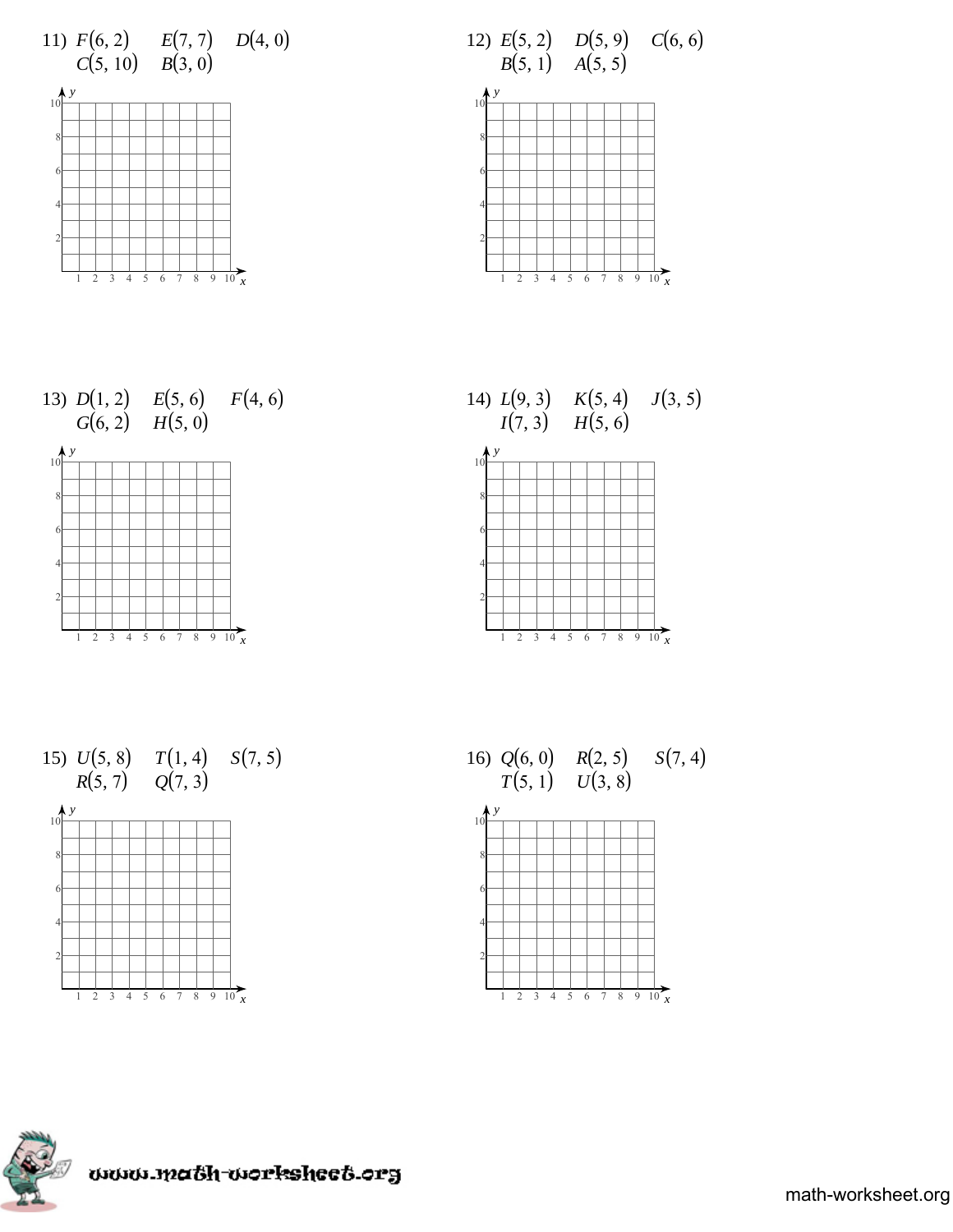11) $F(6, 2)$ $E(7, 7)$ $D(4, 0)$
$C(5, 10)$ $B(3, 0)$

12) $E(5, 2)$ $D(5, 9)$ $C(6, 6)$
$B(5, 1)$ $A(5, 5)$

13) $D(1, 2)$ $E(5, 6)$ $F(4, 6)$
$G(6, 2)$ $H(5, 0)$

14) $L(9, 3)$ $K(5, 4)$ $J(3, 5)$
$I(7, 3)$ $H(5, 6)$

15) $U(5, 8)$ $T(1, 4)$ $S(7, 5)$
$R(5, 7)$ $Q(7, 3)$

16) $Q(6, 0)$ $R(2, 5)$ $S(7, 4)$
$T(5, 1)$ $U(3, 8)$

www.math-worksheet.org

math-worksheet.org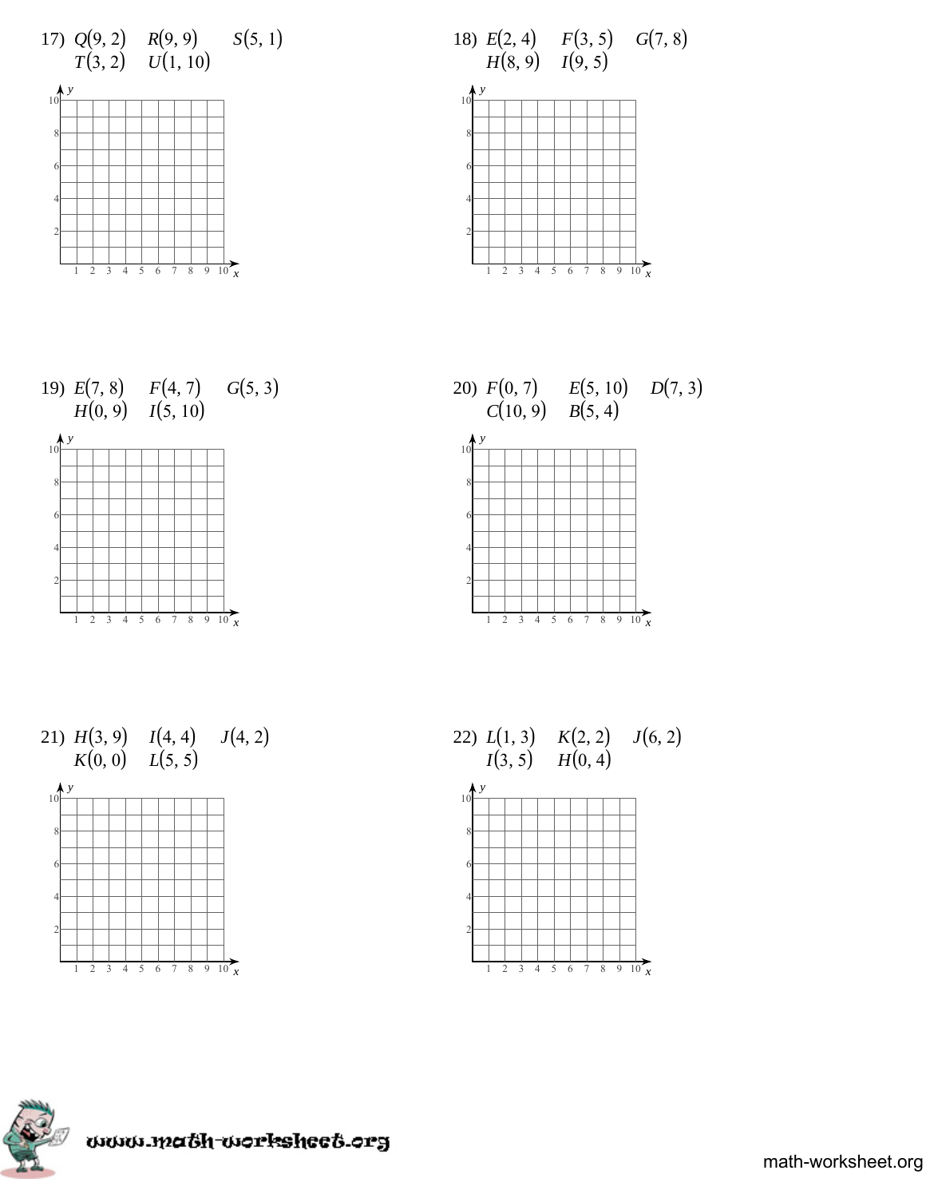17) $Q(9, 2)$ $R(9, 9)$ $S(5, 1)$
$T(3, 2)$ $U(1, 10)$

18) $E(2, 4)$ $F(3, 5)$ $G(7, 8)$
$H(8, 9)$ $I(9, 5)$

19) $E(7, 8)$ $F(4, 7)$ $G(5, 3)$
$H(0, 9)$ $I(5, 10)$

20) $F(0, 7)$ $E(5, 10)$ $D(7, 3)$
$C(10, 9)$ $B(5, 4)$

21) $H(3, 9)$ $I(4, 4)$ $J(4, 2)$
$K(0, 0)$ $L(5, 5)$

22) $L(1, 3)$ $K(2, 2)$ $J(6, 2)$
$I(3, 5)$ $H(0, 4)$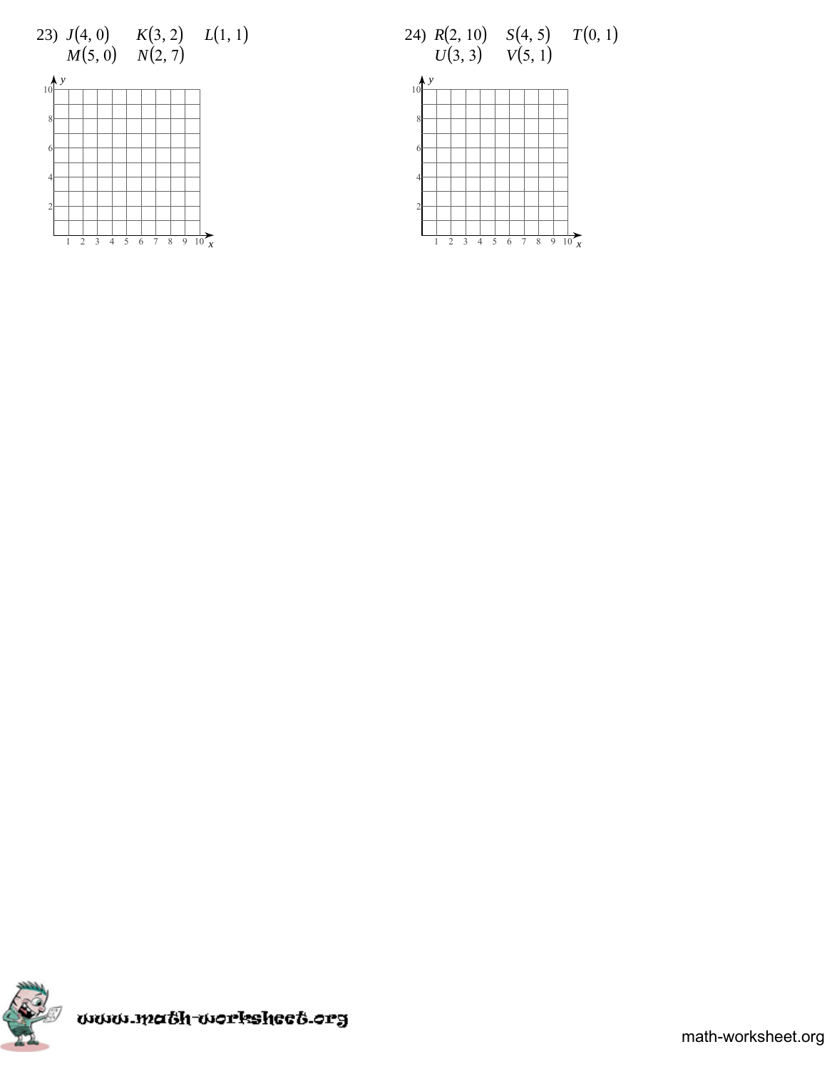23) $J(4, 0)$ $K(3, 2)$ $L(1, 1)$ $M(5, 0)$ $N(2, 7)$

24) $R(2, 10)$ $S(4, 5)$ $T(0, 1)$ $U(3, 3)$ $V(5, 1)$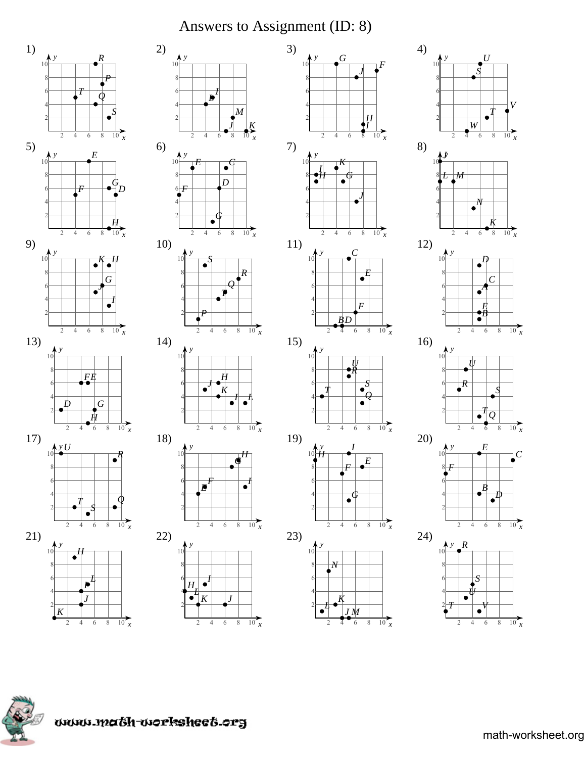# Answers to Assignment (ID: 8)

1)

2)

3)

4)

5)

6)

7)

8)

9)

10)

11)

12)

13)

14)

15)

16)

17)

18)

19)

20)

21)

22)

23)

24)

www.math-worksheet.org

math-worksheet.org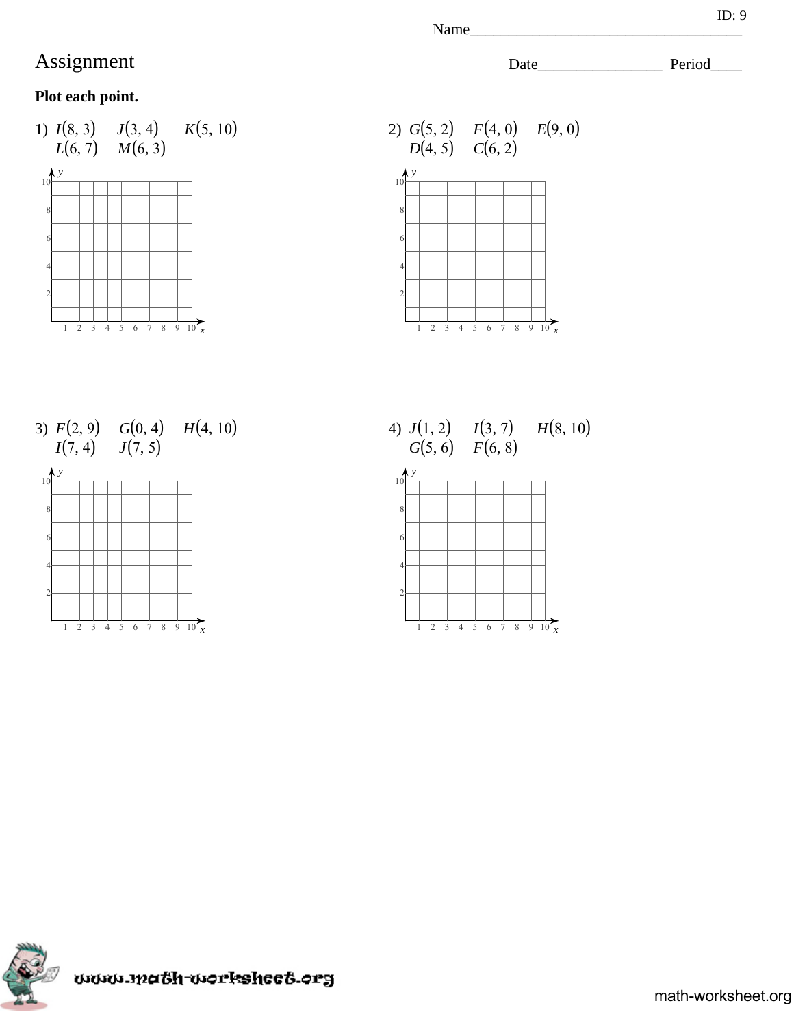ID: 9

Name___________________________________

# Assignment

Date________________ Period____

**Plot each point.**

1) $I(8, 3)$ $J(3, 4)$ $K(5, 10)$ $L(6, 7)$ $M(6, 3)$

2) $G(5, 2)$ $F(4, 0)$ $E(9, 0)$ $D(4, 5)$ $C(6, 2)$

3) $F(2, 9)$ $G(0, 4)$ $H(4, 10)$ $I(7, 4)$ $J(7, 5)$

4) $J(1, 2)$ $I(3, 7)$ $H(8, 10)$ $G(5, 6)$ $F(6, 8)$

www.math-worksheet.org

math-worksheet.org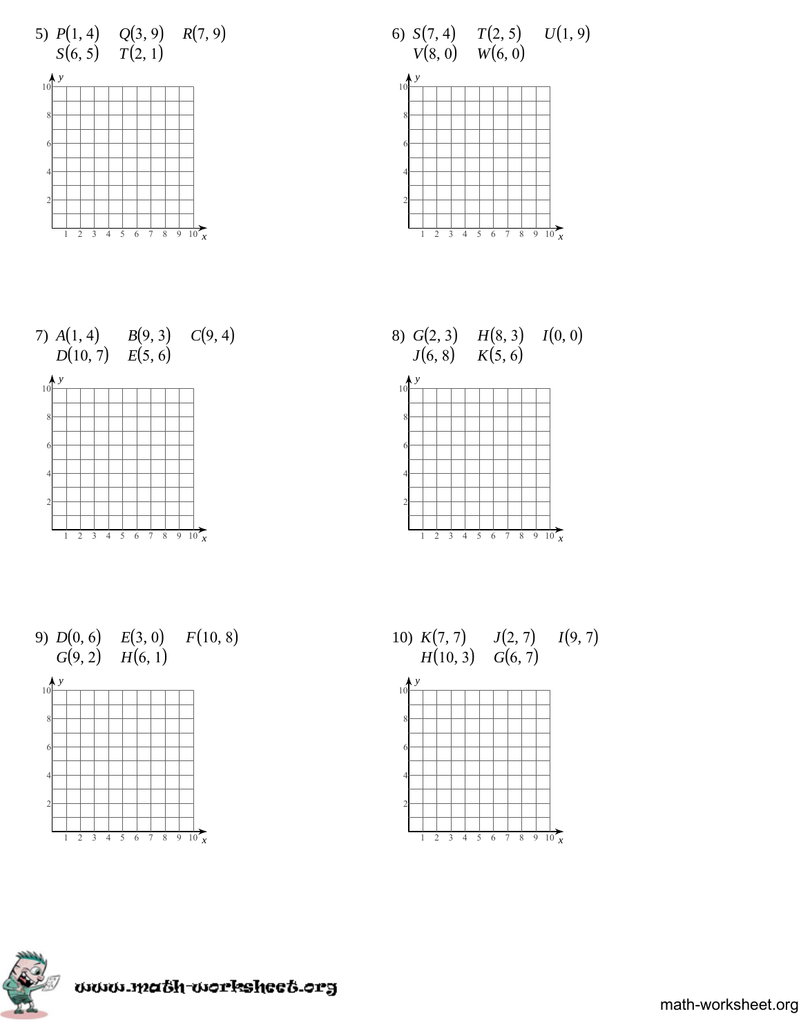5) $P(1, 4)$ $Q(3, 9)$ $R(7, 9)$ $S(6, 5)$ $T(2, 1)$

6) $S(7, 4)$ $T(2, 5)$ $U(1, 9)$ $V(8, 0)$ $W(6, 0)$

7) $A(1, 4)$ $B(9, 3)$ $C(9, 4)$ $D(10, 7)$ $E(5, 6)$

8) $G(2, 3)$ $H(8, 3)$ $I(0, 0)$ $J(6, 8)$ $K(5, 6)$

9) $D(0, 6)$ $E(3, 0)$ $F(10, 8)$ $G(9, 2)$ $H(6, 1)$

10) $K(7, 7)$ $J(2, 7)$ $I(9, 7)$ $H(10, 3)$ $G(6, 7)$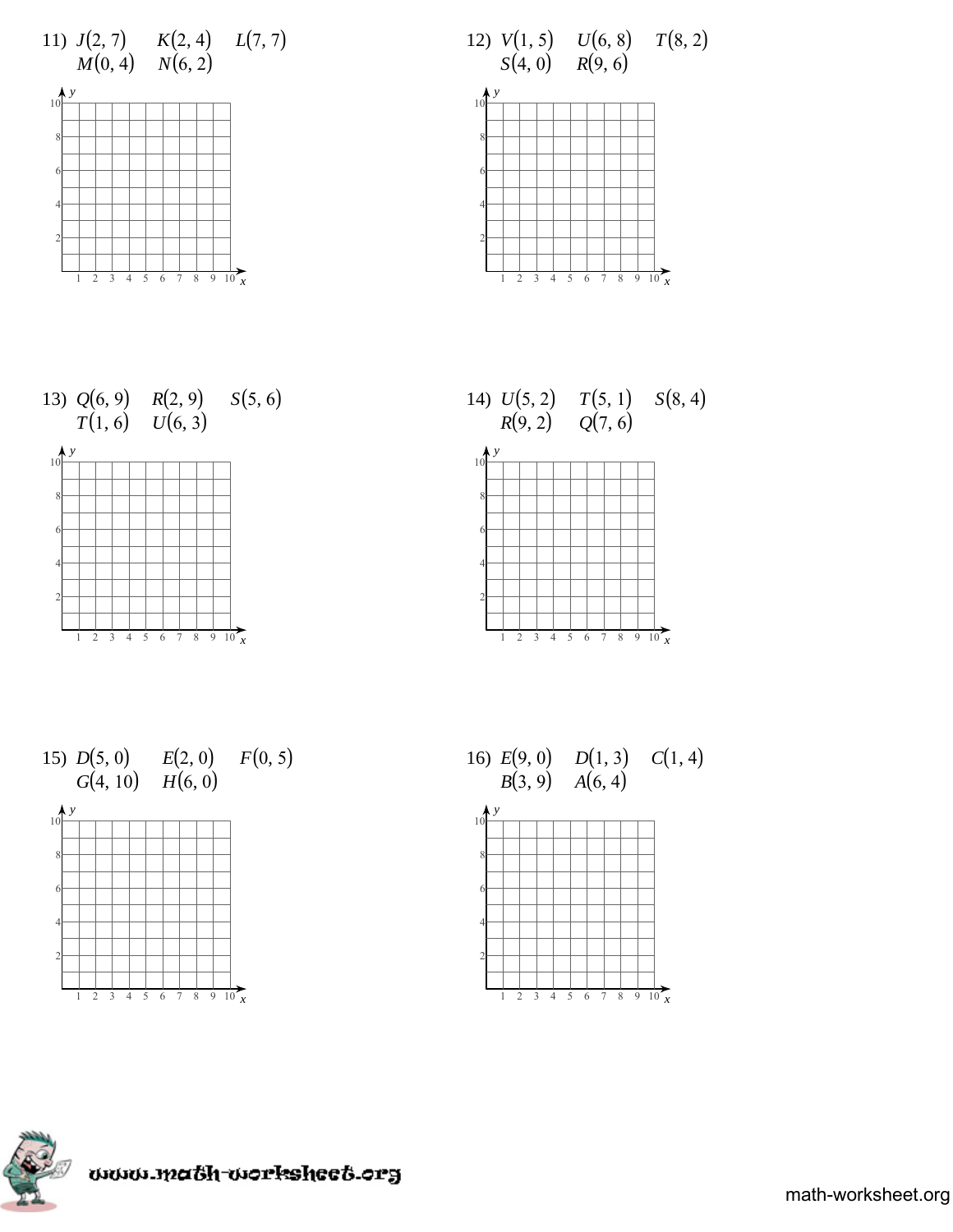11) $J(2, 7)$ $K(2, 4)$ $L(7, 7)$
$M(0, 4)$ $N(6, 2)$

12) $V(1, 5)$ $U(6, 8)$ $T(8, 2)$
$S(4, 0)$ $R(9, 6)$

13) $Q(6, 9)$ $R(2, 9)$ $S(5, 6)$
$T(1, 6)$ $U(6, 3)$

14) $U(5, 2)$ $T(5, 1)$ $S(8, 4)$
$R(9, 2)$ $Q(7, 6)$

15) $D(5, 0)$ $E(2, 0)$ $F(0, 5)$
$G(4, 10)$ $H(6, 0)$

16) $E(9, 0)$ $D(1, 3)$ $C(1, 4)$
$B(3, 9)$ $A(6, 4)$

www.math-worksheet.org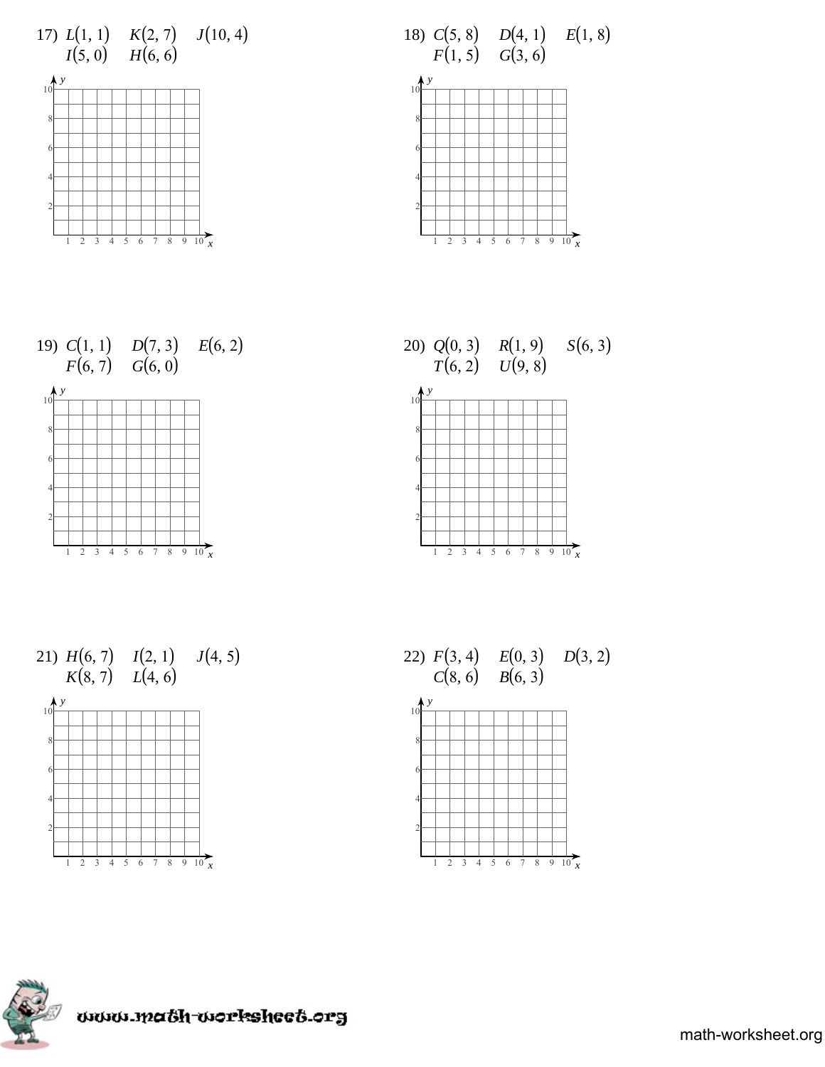17) $L(1, 1)$ $K(2, 7)$ $J(10, 4)$ $I(5, 0)$ $H(6, 6)$

18) $C(5, 8)$ $D(4, 1)$ $E(1, 8)$ $F(1, 5)$ $G(3, 6)$

19) $C(1, 1)$ $D(7, 3)$ $E(6, 2)$ $F(6, 7)$ $G(6, 0)$

20) $Q(0, 3)$ $R(1, 9)$ $S(6, 3)$ $T(6, 2)$ $U(9, 8)$

21) $H(6, 7)$ $I(2, 1)$ $J(4, 5)$ $K(8, 7)$ $L(4, 6)$

22) $F(3, 4)$ $E(0, 3)$ $D(3, 2)$ $C(8, 6)$ $B(6, 3)$

www.math-worksheet.org

math-worksheet.org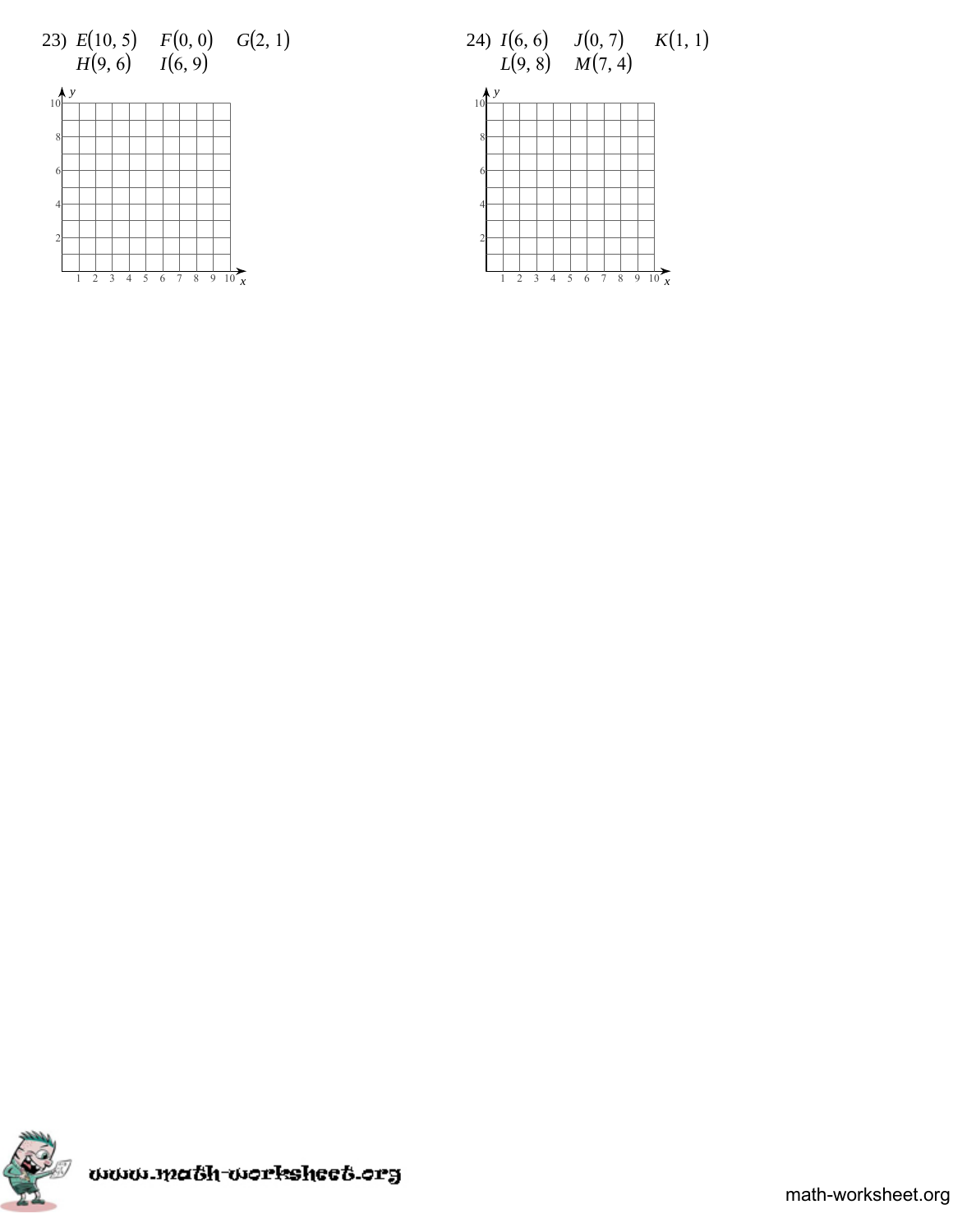23) $E(10, 5)$ $F(0, 0)$ $G(2, 1)$
$H(9, 6)$ $I(6, 9)$

24) $I(6, 6)$ $J(0, 7)$ $K(1, 1)$
$L(9, 8)$ $M(7, 4)$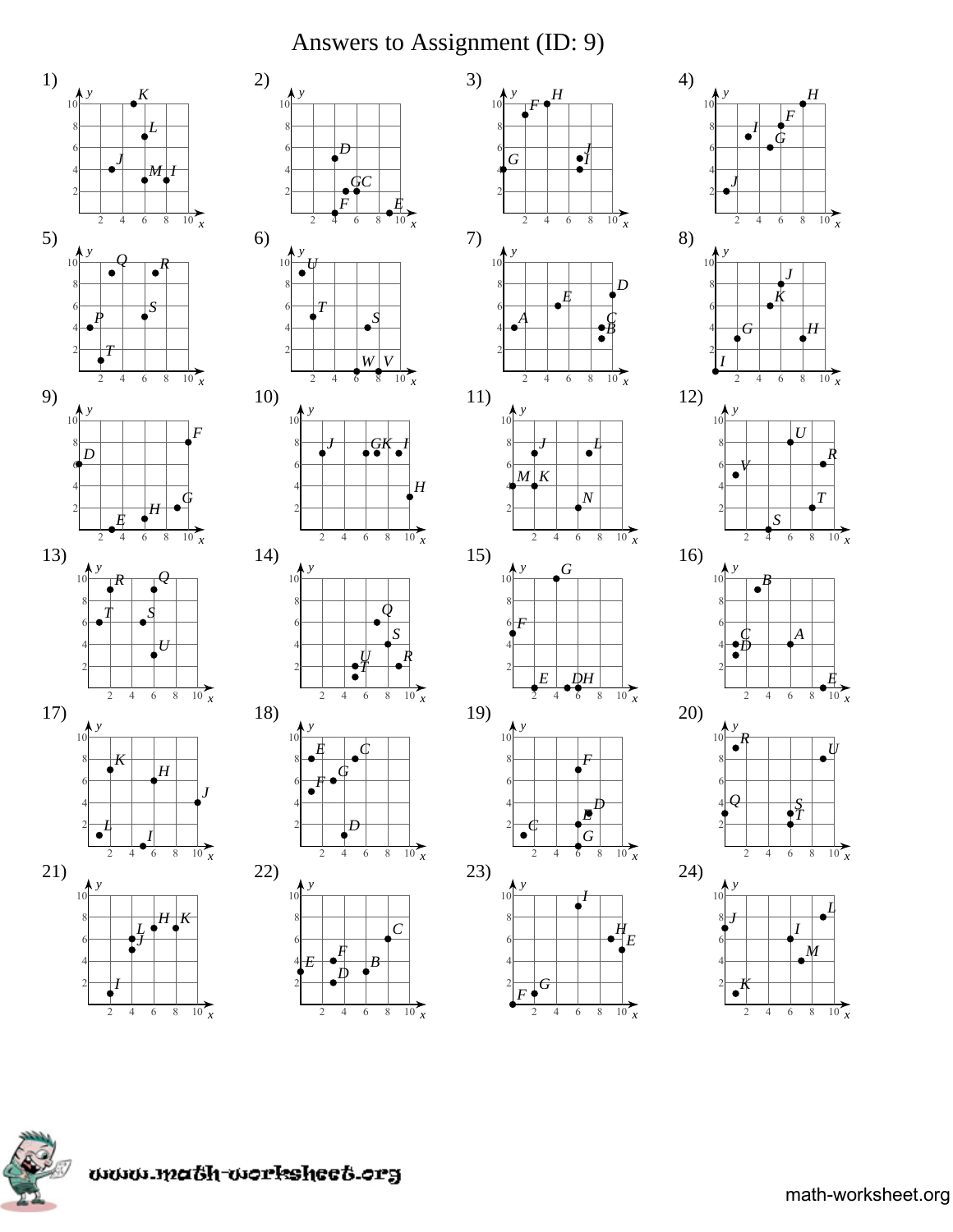# Answers to Assignment (ID: 9)

1)

2)

3)

4)

5)

6)

7)

8)

9)

10)

11)

12)

13)

14)

15)

16)

17)

18)

19)

20)

21)

22)

23)

24)

www.math-worksheet.org

math-worksheet.org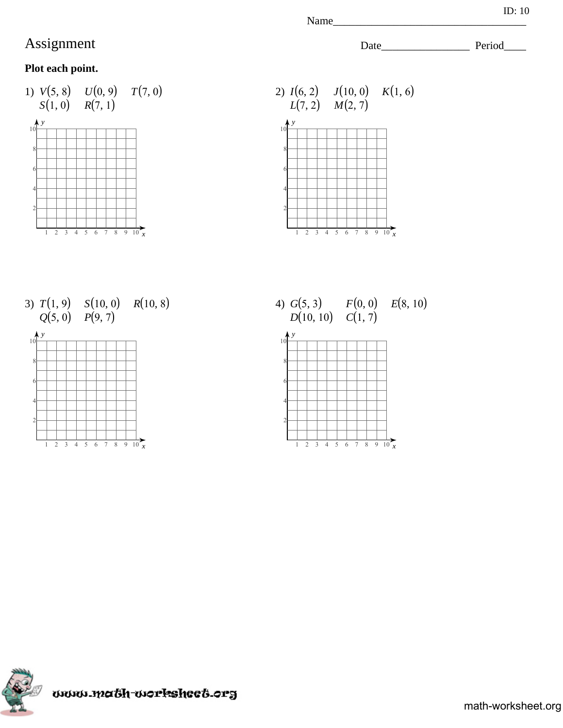ID: 10

Name___________________________________

# Assignment

Date________________ Period____

**Plot each point.**

1) $V(5, 8)$ $U(0, 9)$ $T(7, 0)$ $S(1, 0)$ $R(7, 1)$

2) $I(6, 2)$ $J(10, 0)$ $K(1, 6)$ $L(7, 2)$ $M(2, 7)$

3) $T(1, 9)$ $S(10, 0)$ $R(10, 8)$ $Q(5, 0)$ $P(9, 7)$

4) $G(5, 3)$ $F(0, 0)$ $E(8, 10)$ $D(10, 10)$ $C(1, 7)$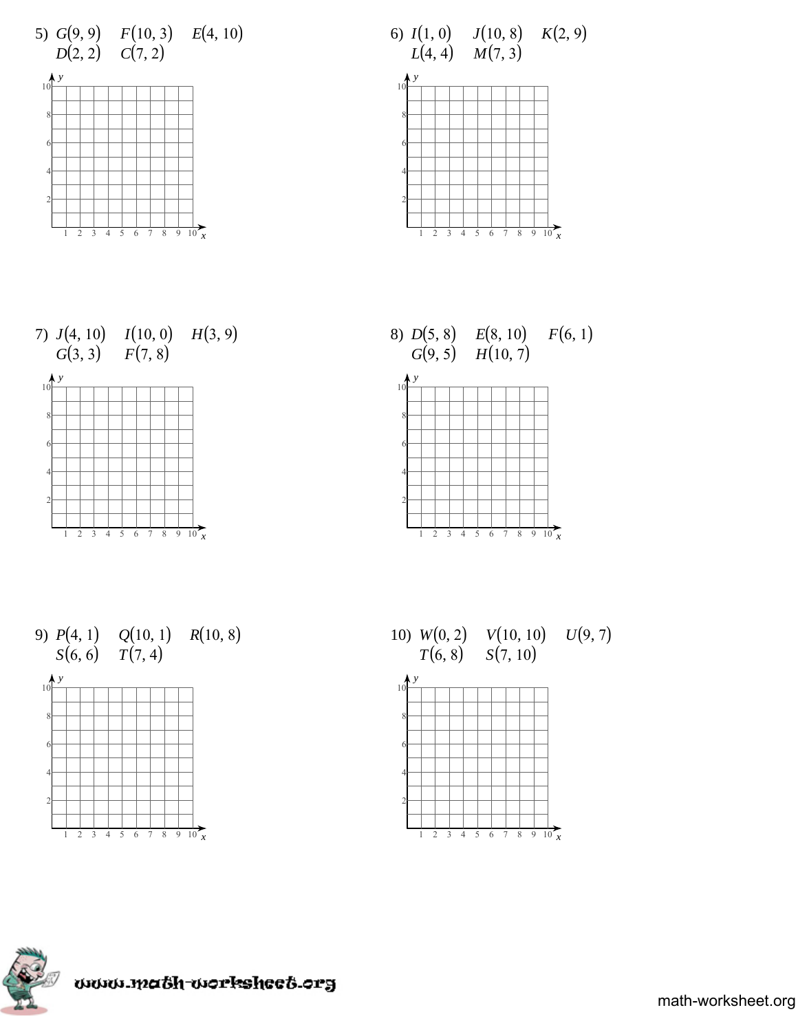5) $G(9, 9)$ $F(10, 3)$ $E(4, 10)$
$D(2, 2)$ $C(7, 2)$

6) $I(1, 0)$ $J(10, 8)$ $K(2, 9)$
$L(4, 4)$ $M(7, 3)$

7) $J(4, 10)$ $I(10, 0)$ $H(3, 9)$
$G(3, 3)$ $F(7, 8)$

8) $D(5, 8)$ $E(8, 10)$ $F(6, 1)$
$G(9, 5)$ $H(10, 7)$

9) $P(4, 1)$ $Q(10, 1)$ $R(10, 8)$
$S(6, 6)$ $T(7, 4)$

10) $W(0, 2)$ $V(10, 10)$ $U(9, 7)$
$T(6, 8)$ $S(7, 10)$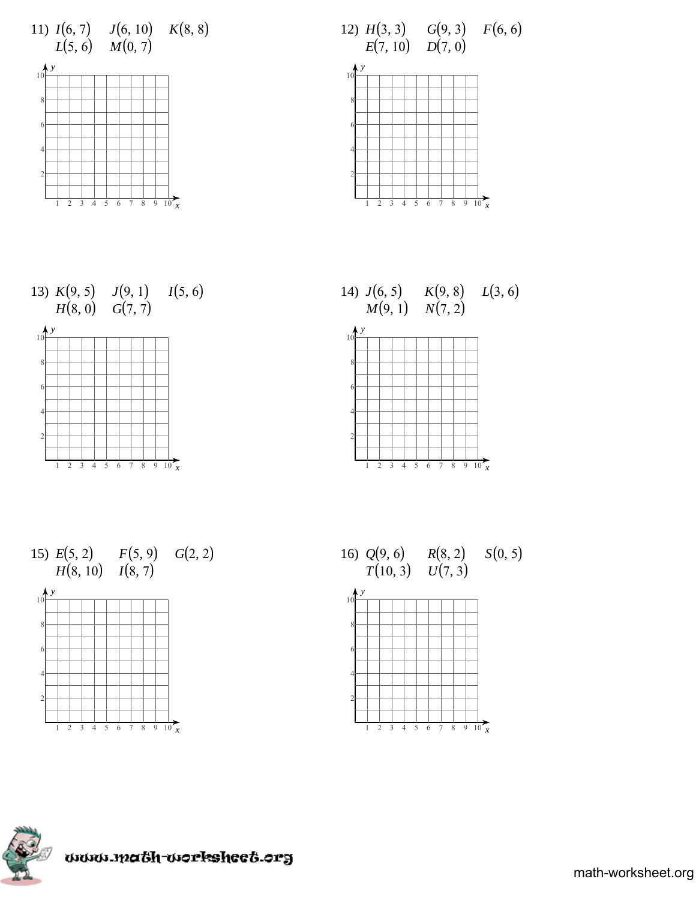11) $I(6, 7)$ $J(6, 10)$ $K(8, 8)$ $L(5, 6)$ $M(0, 7)$

12) $H(3, 3)$ $G(9, 3)$ $F(6, 6)$ $E(7, 10)$ $D(7, 0)$

13) $K(9, 5)$ $J(9, 1)$ $I(5, 6)$ $H(8, 0)$ $G(7, 7)$

14) $J(6, 5)$ $K(9, 8)$ $L(3, 6)$ $M(9, 1)$ $N(7, 2)$

15) $E(5, 2)$ $F(5, 9)$ $G(2, 2)$ $H(8, 10)$ $I(8, 7)$

16) $Q(9, 6)$ $R(8, 2)$ $S(0, 5)$ $T(10, 3)$ $U(7, 3)$

www.math-worksheet.org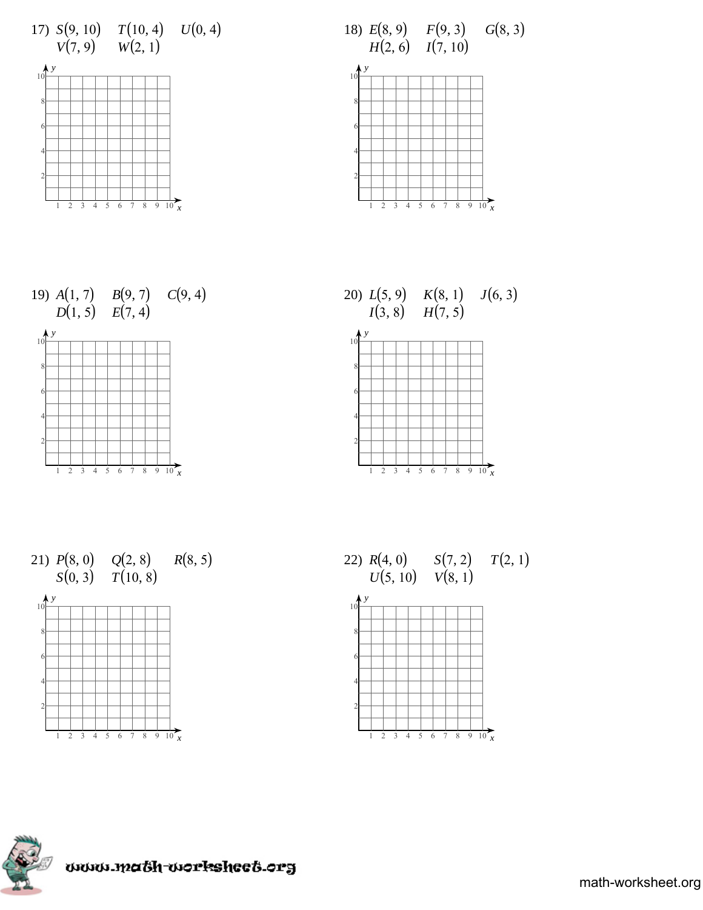17) $S(9, 10)$ $T(10, 4)$ $U(0, 4)$
$V(7, 9)$ $W(2, 1)$

18) $E(8, 9)$ $F(9, 3)$ $G(8, 3)$
$H(2, 6)$ $I(7, 10)$

19) $A(1, 7)$ $B(9, 7)$ $C(9, 4)$
$D(1, 5)$ $E(7, 4)$

20) $L(5, 9)$ $K(8, 1)$ $J(6, 3)$
$I(3, 8)$ $H(7, 5)$

21) $P(8, 0)$ $Q(2, 8)$ $R(8, 5)$
$S(0, 3)$ $T(10, 8)$

22) $R(4, 0)$ $S(7, 2)$ $T(2, 1)$
$U(5, 10)$ $V(8, 1)$

www.math-worksheet.org

math-worksheet.org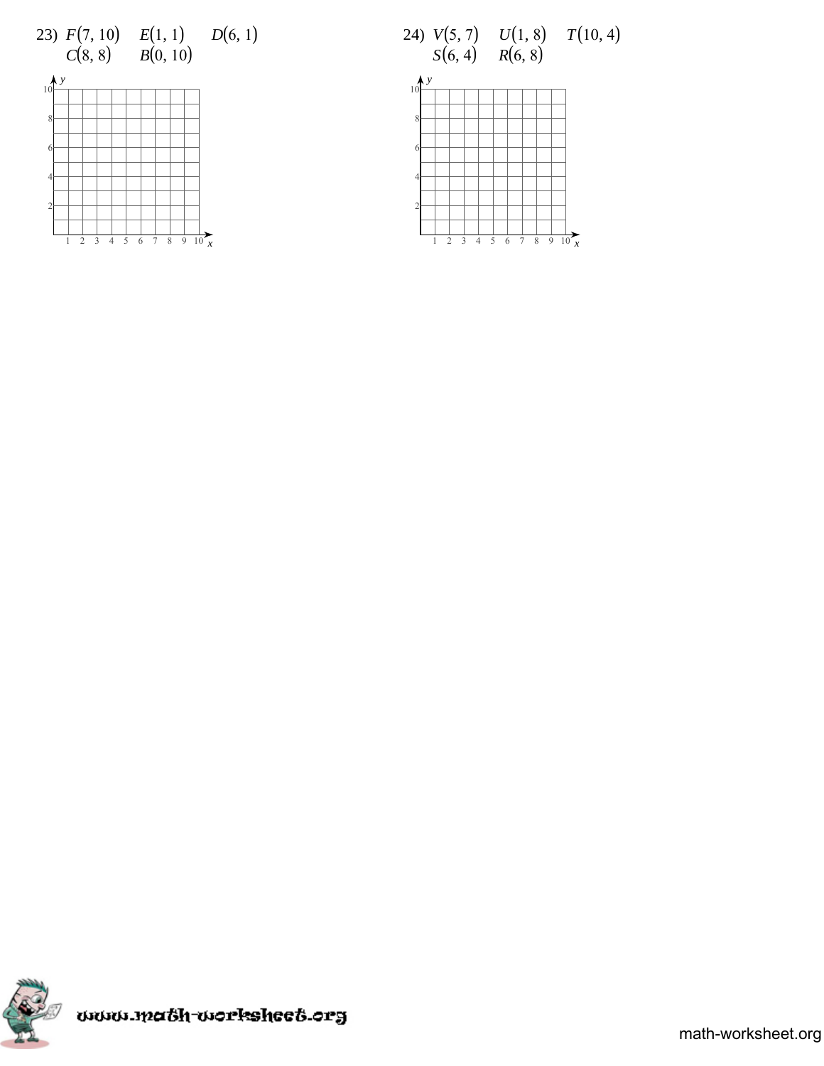23) $F(7, 10)$ $E(1, 1)$ $D(6, 1)$
$C(8, 8)$ $B(0, 10)$

24) $V(5, 7)$ $U(1, 8)$ $T(10, 4)$
$S(6, 4)$ $R(6, 8)$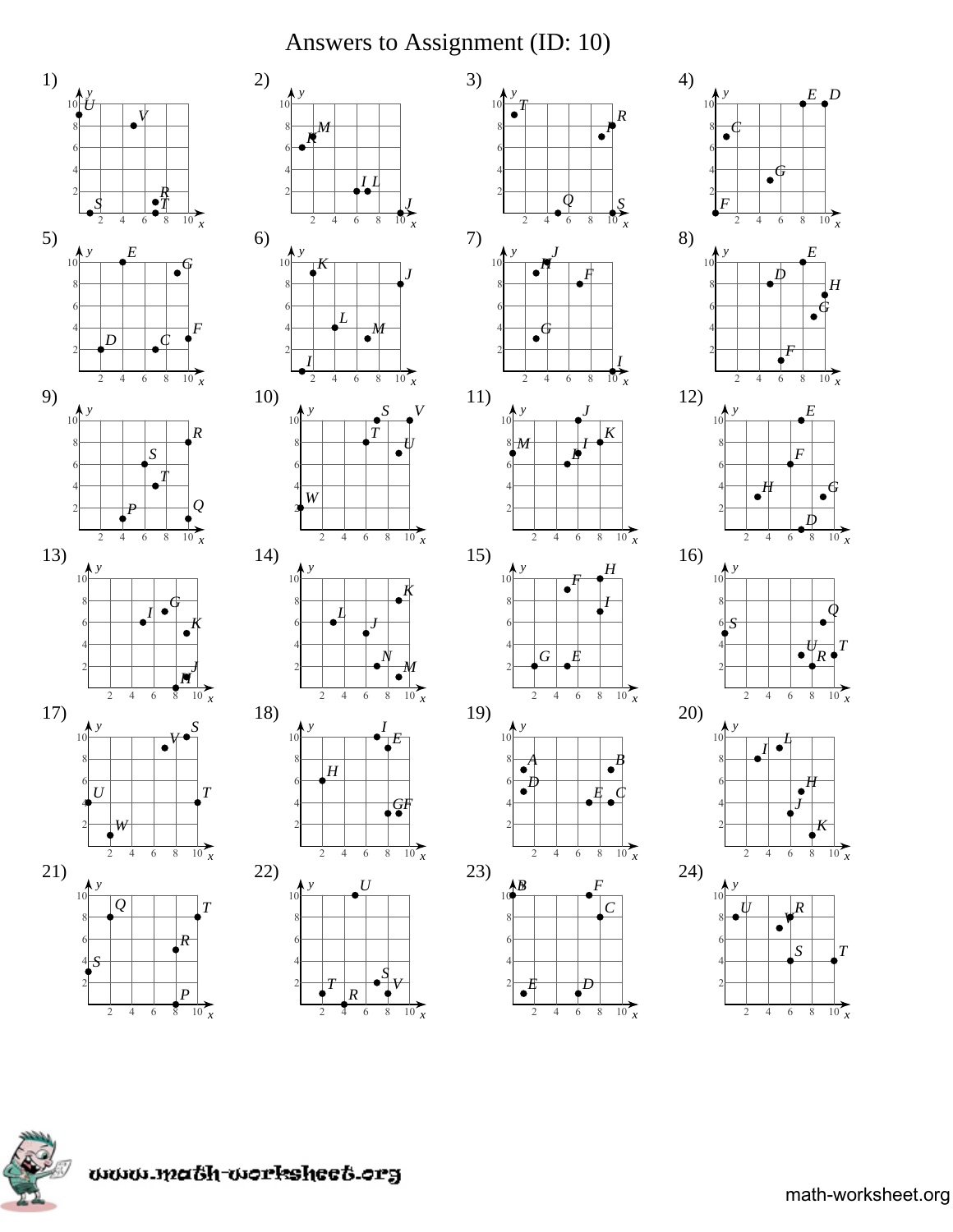# Answers to Assignment (ID: 10)

1)

y
10
8
6
4
2
2 4 6 8 10 x
U V R S T

2)

y
10
8
6
4
2
2 4 6 8 10 x
M K I L J

3)

y
10
8
6
4
2
2 4 6 8 10 x
T R P Q S

4)

y
10
8
6
4
2
2 4 6 8 10 x
E D C G F

5)

y
10
8
6
4
2
2 4 6 8 10 x
E G F D C

6)

y
10
8
6
4
2
2 4 6 8 10 x
K J L M I

7)

y
10
8
6
4
2
2 4 6 8 10 x
J H F G I

8)

y
10
8
6
4
2
2 4 6 8 10 x
E D H G F

9)

y
10
8
6
4
2
2 4 6 8 10 x
R S T P Q

10)

y
10
8
6
4
2
2 4 6 8 10 x
S V T U W

11)

y
10
8
6
4
2
2 4 6 8 10 x
J K M I L

12)

y
10
8
6
4
2
2 4 6 8 10 x
E F H G D

13)

y
10
8
6
4
2
2 4 6 8 10 x
G I K J H

14)

y
10
8
6
4
2
2 4 6 8 10 x
K L J N M

15)

y
10
8
6
4
2
2 4 6 8 10 x
H F I G E

16)

y
10
8
6
4
2
2 4 6 8 10 x
Q S U T R

17)

y
10
8
6
4
2
2 4 6 8 10 x
V S U T W

18)

y
10
8
6
4
2
2 4 6 8 10 x
I E H G F

19)

y
10
8
6
4
2
2 4 6 8 10 x
A B D E C

20)

y
10
8
6
4
2
2 4 6 8 10 x
L I H J K

21)

y
10
8
6
4
2
2 4 6 8 10 x
Q T R S P

22)

y
10
8
6
4
2
2 4 6 8 10 x
U S T V R

23)

y
10
8
6
4
2
2 4 6 8 10 x
B F C E D

24)

y
10
8
6
4
2
2 4 6 8 10 x
U R V S T

www.math-worksheet.org

math-worksheet.org